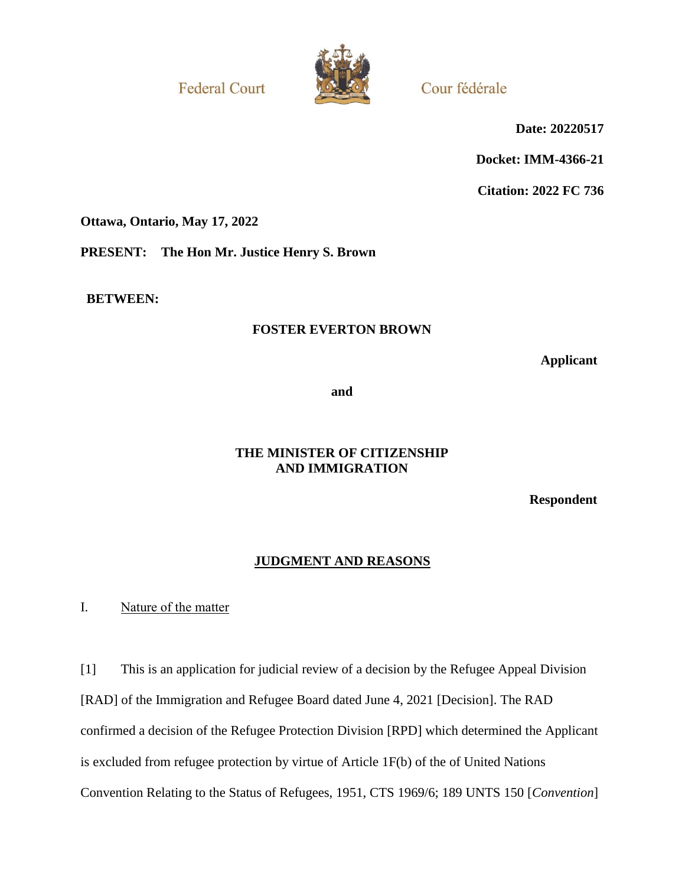Federal Court

Cour fédérale

**Date: 20220517**

**Docket: IMM-4366-21**

**Citation: 2022 FC 736**

**Ottawa, Ontario, May 17, 2022**

**PRESENT: The Hon Mr. Justice Henry S. Brown**

**BETWEEN:**

**FOSTER EVERTON BROWN**

**Applicant**

**and**

**THE MINISTER OF CITIZENSHIP AND IMMIGRATION**

**Respondent**

## JUDGMENT AND REASONS

### I. Nature of the matter

[1] This is an application for judicial review of a decision by the Refugee Appeal Division [RAD] of the Immigration and Refugee Board dated June 4, 2021 [Decision]. The RAD confirmed a decision of the Refugee Protection Division [RPD] which determined the Applicant is excluded from refugee protection by virtue of Article 1F(b) of the of United Nations Convention Relating to the Status of Refugees, 1951, CTS 1969/6; 189 UNTS 150 [*Convention*]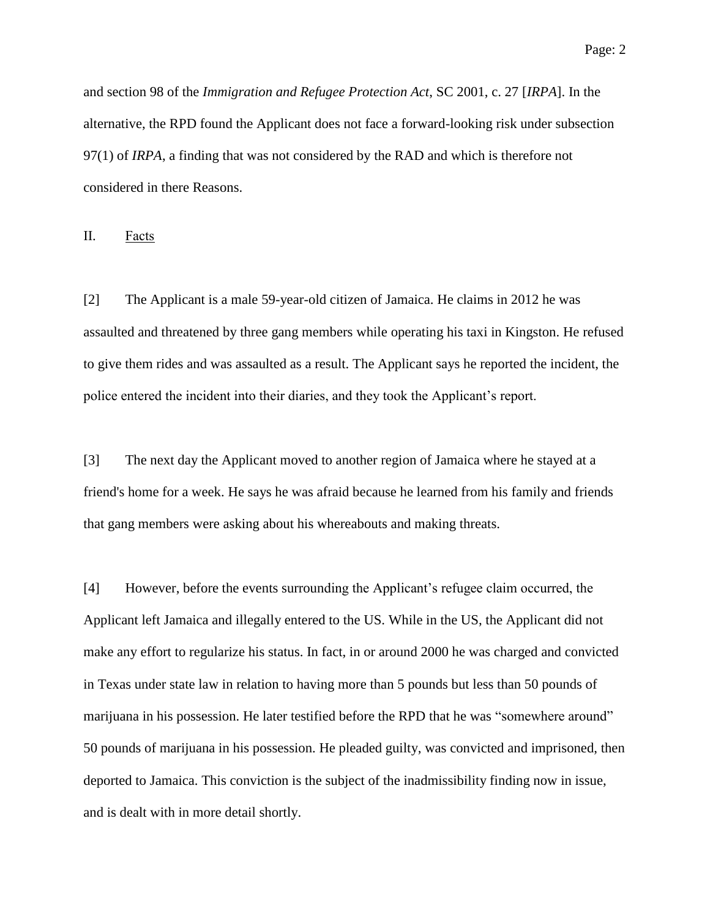and section 98 of the *Immigration and Refugee Protection Act*, SC 2001, c. 27 [*IRPA*]. In the alternative, the RPD found the Applicant does not face a forward-looking risk under subsection 97(1) of *IRPA*, a finding that was not considered by the RAD and which is therefore not considered in there Reasons.

## II. Facts

[2] The Applicant is a male 59-year-old citizen of Jamaica. He claims in 2012 he was assaulted and threatened by three gang members while operating his taxi in Kingston. He refused to give them rides and was assaulted as a result. The Applicant says he reported the incident, the police entered the incident into their diaries, and they took the Applicant's report.

[3] The next day the Applicant moved to another region of Jamaica where he stayed at a friend's home for a week. He says he was afraid because he learned from his family and friends that gang members were asking about his whereabouts and making threats.

[4] However, before the events surrounding the Applicant's refugee claim occurred, the Applicant left Jamaica and illegally entered to the US. While in the US, the Applicant did not make any effort to regularize his status. In fact, in or around 2000 he was charged and convicted in Texas under state law in relation to having more than 5 pounds but less than 50 pounds of marijuana in his possession. He later testified before the RPD that he was "somewhere around" 50 pounds of marijuana in his possession. He pleaded guilty, was convicted and imprisoned, then deported to Jamaica. This conviction is the subject of the inadmissibility finding now in issue, and is dealt with in more detail shortly.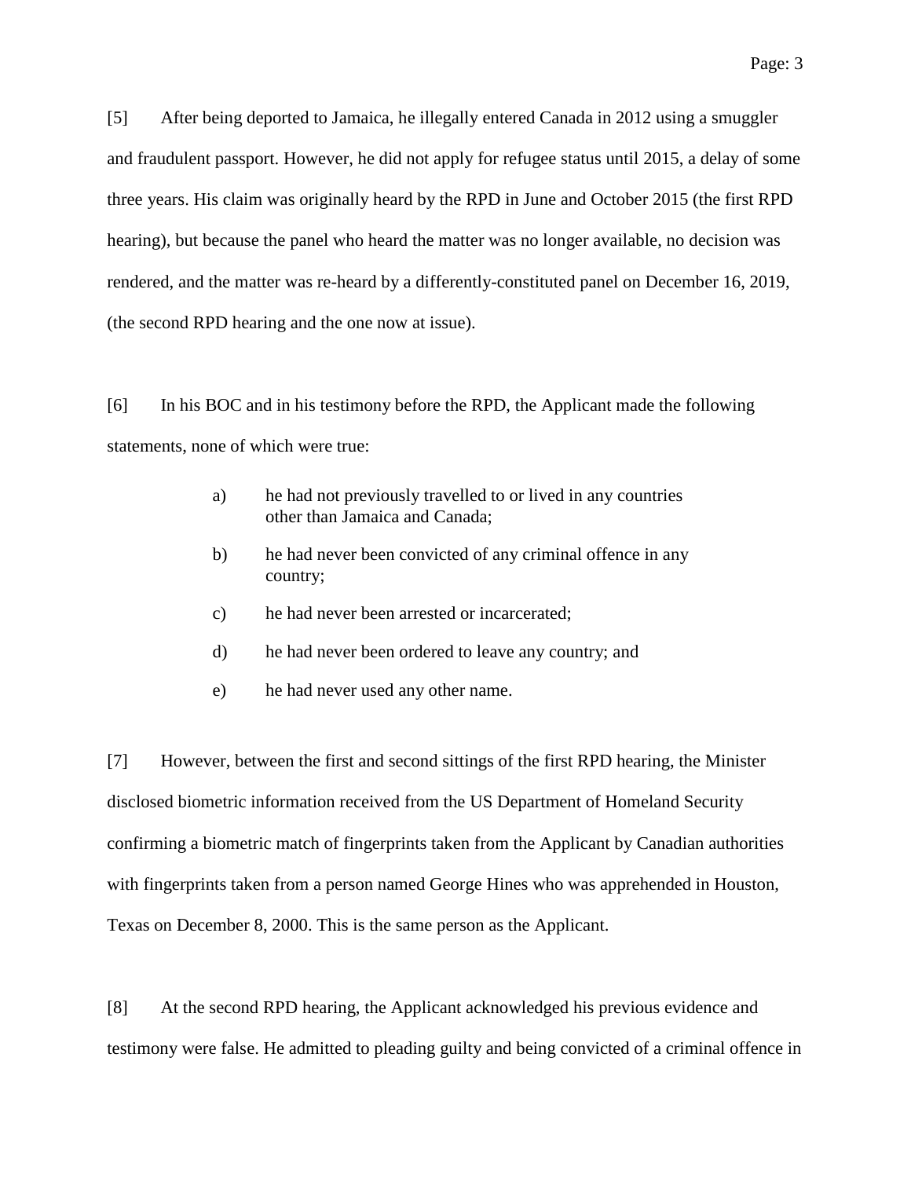[5] After being deported to Jamaica, he illegally entered Canada in 2012 using a smuggler and fraudulent passport. However, he did not apply for refugee status until 2015, a delay of some three years. His claim was originally heard by the RPD in June and October 2015 (the first RPD hearing), but because the panel who heard the matter was no longer available, no decision was rendered, and the matter was re-heard by a differently-constituted panel on December 16, 2019, (the second RPD hearing and the one now at issue).

[6] In his BOC and in his testimony before the RPD, the Applicant made the following statements, none of which were true:

> a) he had not previously travelled to or lived in any countries other than Jamaica and Canada;
>
> b) he had never been convicted of any criminal offence in any country;
>
> c) he had never been arrested or incarcerated;
>
> d) he had never been ordered to leave any country; and
>
> e) he had never used any other name.

[7] However, between the first and second sittings of the first RPD hearing, the Minister disclosed biometric information received from the US Department of Homeland Security confirming a biometric match of fingerprints taken from the Applicant by Canadian authorities with fingerprints taken from a person named George Hines who was apprehended in Houston, Texas on December 8, 2000. This is the same person as the Applicant.

[8] At the second RPD hearing, the Applicant acknowledged his previous evidence and testimony were false. He admitted to pleading guilty and being convicted of a criminal offence in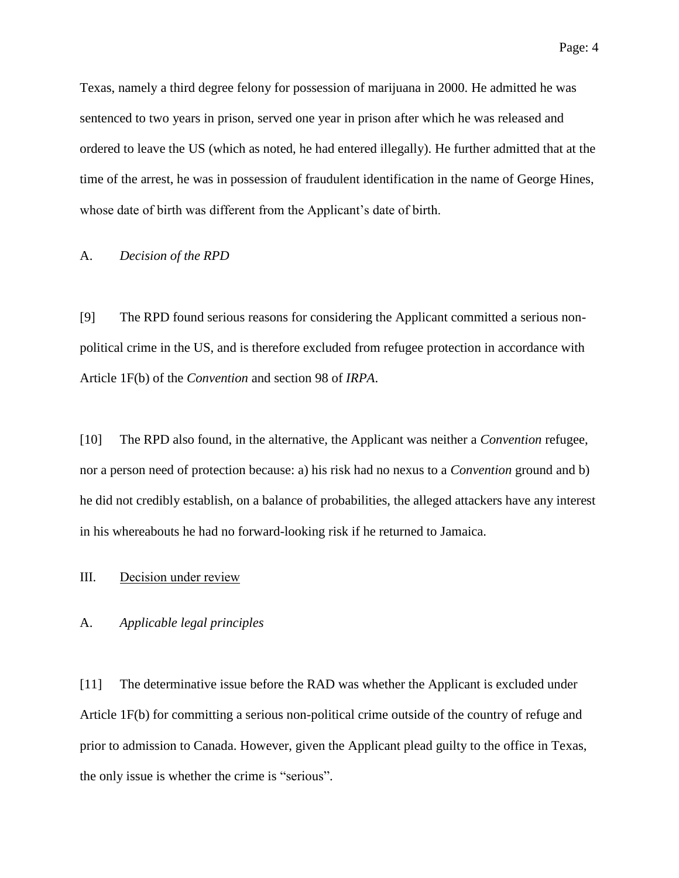Texas, namely a third degree felony for possession of marijuana in 2000. He admitted he was sentenced to two years in prison, served one year in prison after which he was released and ordered to leave the US (which as noted, he had entered illegally). He further admitted that at the time of the arrest, he was in possession of fraudulent identification in the name of George Hines, whose date of birth was different from the Applicant's date of birth.

### A. *Decision of the RPD*

[9] The RPD found serious reasons for considering the Applicant committed a serious non-political crime in the US, and is therefore excluded from refugee protection in accordance with Article 1F(b) of the *Convention* and section 98 of *IRPA*.

[10] The RPD also found, in the alternative, the Applicant was neither a *Convention* refugee, nor a person need of protection because: a) his risk had no nexus to a *Convention* ground and b) he did not credibly establish, on a balance of probabilities, the alleged attackers have any interest in his whereabouts he had no forward-looking risk if he returned to Jamaica.

## III. Decision under review

### A. *Applicable legal principles*

[11] The determinative issue before the RAD was whether the Applicant is excluded under Article 1F(b) for committing a serious non-political crime outside of the country of refuge and prior to admission to Canada. However, given the Applicant plead guilty to the office in Texas, the only issue is whether the crime is "serious".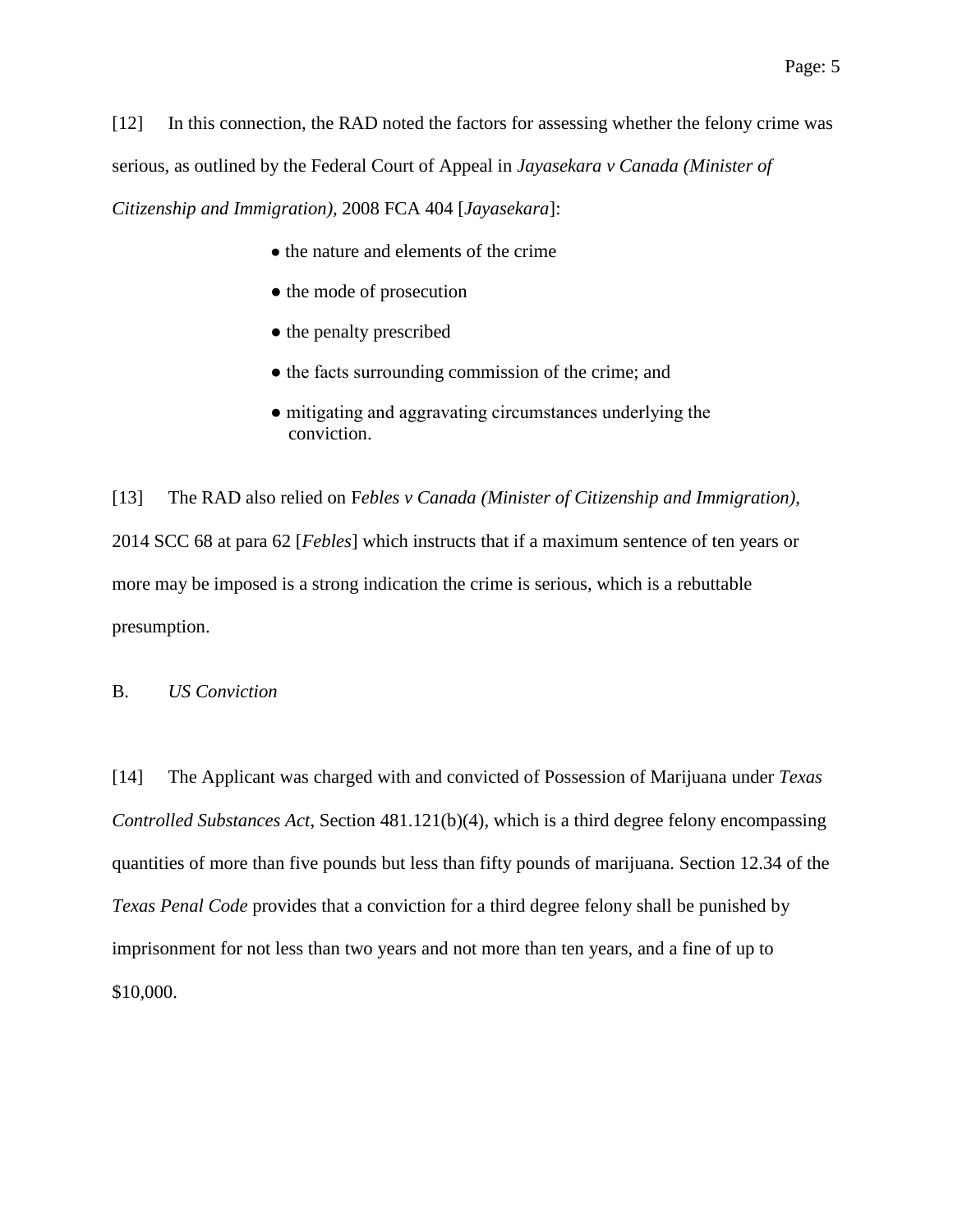[12] In this connection, the RAD noted the factors for assessing whether the felony crime was serious, as outlined by the Federal Court of Appeal in *Jayasekara v Canada (Minister of Citizenship and Immigration)*, 2008 FCA 404 [*Jayasekara*]:

- the nature and elements of the crime
- the mode of prosecution
- the penalty prescribed
- the facts surrounding commission of the crime; and
- mitigating and aggravating circumstances underlying the conviction.

[13] The RAD also relied on F*ebles v Canada (Minister of Citizenship and Immigration)*, 2014 SCC 68 at para 62 [*Febles*] which instructs that if a maximum sentence of ten years or more may be imposed is a strong indication the crime is serious, which is a rebuttable presumption.

B. *US Conviction*

[14] The Applicant was charged with and convicted of Possession of Marijuana under *Texas Controlled Substances Act*, Section 481.121(b)(4), which is a third degree felony encompassing quantities of more than five pounds but less than fifty pounds of marijuana. Section 12.34 of the *Texas Penal Code* provides that a conviction for a third degree felony shall be punished by imprisonment for not less than two years and not more than ten years, and a fine of up to $10,000.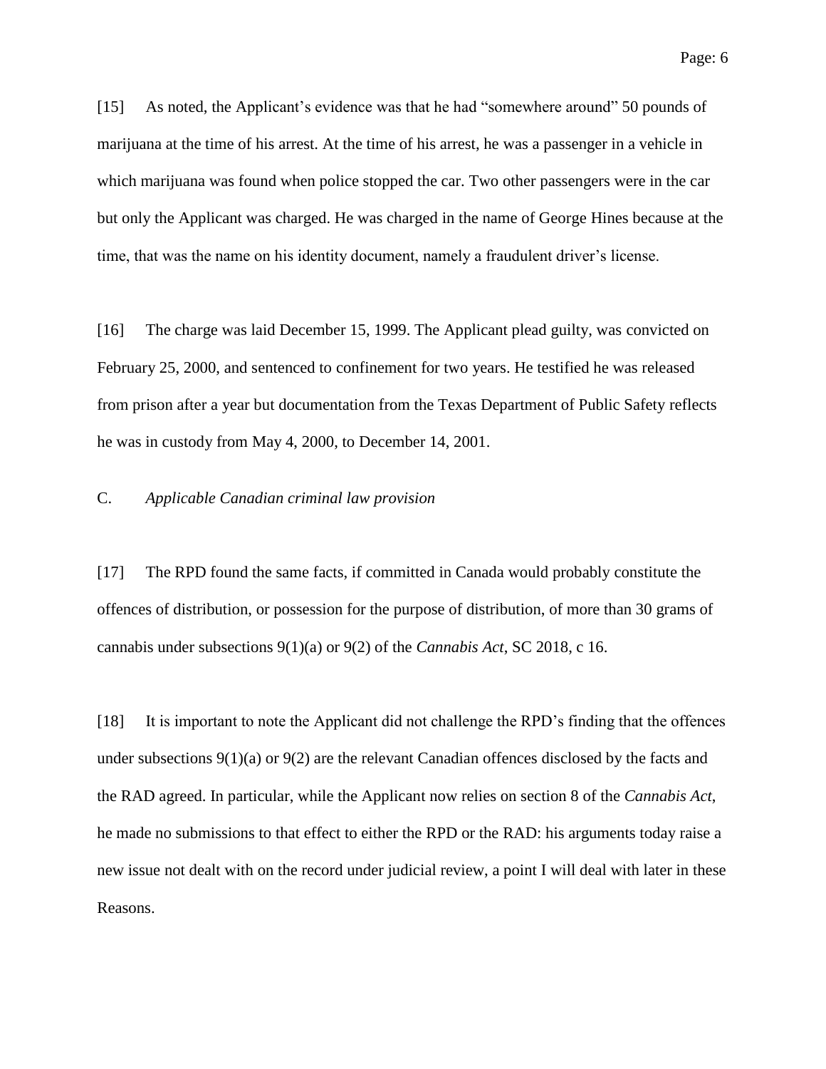[15] As noted, the Applicant's evidence was that he had "somewhere around" 50 pounds of marijuana at the time of his arrest. At the time of his arrest, he was a passenger in a vehicle in which marijuana was found when police stopped the car. Two other passengers were in the car but only the Applicant was charged. He was charged in the name of George Hines because at the time, that was the name on his identity document, namely a fraudulent driver's license.

[16] The charge was laid December 15, 1999. The Applicant plead guilty, was convicted on February 25, 2000, and sentenced to confinement for two years. He testified he was released from prison after a year but documentation from the Texas Department of Public Safety reflects he was in custody from May 4, 2000, to December 14, 2001.

### C. *Applicable Canadian criminal law provision*

[17] The RPD found the same facts, if committed in Canada would probably constitute the offences of distribution, or possession for the purpose of distribution, of more than 30 grams of cannabis under subsections 9(1)(a) or 9(2) of the *Cannabis Act*, SC 2018, c 16.

[18] It is important to note the Applicant did not challenge the RPD's finding that the offences under subsections 9(1)(a) or 9(2) are the relevant Canadian offences disclosed by the facts and the RAD agreed. In particular, while the Applicant now relies on section 8 of the *Cannabis Act*, he made no submissions to that effect to either the RPD or the RAD: his arguments today raise a new issue not dealt with on the record under judicial review, a point I will deal with later in these Reasons.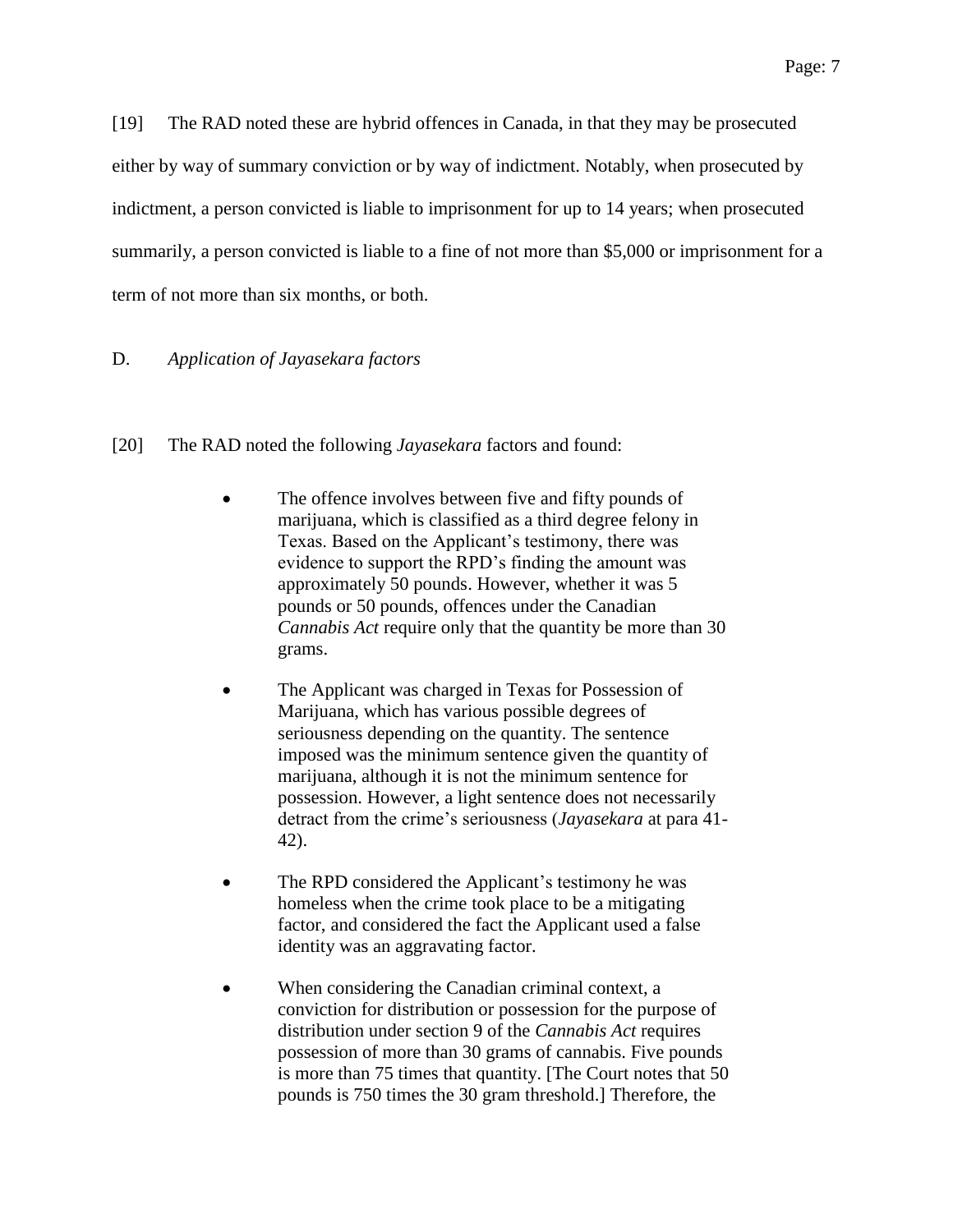[19] The RAD noted these are hybrid offences in Canada, in that they may be prosecuted either by way of summary conviction or by way of indictment. Notably, when prosecuted by indictment, a person convicted is liable to imprisonment for up to 14 years; when prosecuted summarily, a person convicted is liable to a fine of not more than $5,000 or imprisonment for a term of not more than six months, or both.

### D. *Application of Jayasekara factors*

[20] The RAD noted the following *Jayasekara* factors and found:

- The offence involves between five and fifty pounds of marijuana, which is classified as a third degree felony in Texas. Based on the Applicant's testimony, there was evidence to support the RPD's finding the amount was approximately 50 pounds. However, whether it was 5 pounds or 50 pounds, offences under the Canadian *Cannabis Act* require only that the quantity be more than 30 grams.

- The Applicant was charged in Texas for Possession of Marijuana, which has various possible degrees of seriousness depending on the quantity. The sentence imposed was the minimum sentence given the quantity of marijuana, although it is not the minimum sentence for possession. However, a light sentence does not necessarily detract from the crime's seriousness (*Jayasekara* at para 41-42).

- The RPD considered the Applicant's testimony he was homeless when the crime took place to be a mitigating factor, and considered the fact the Applicant used a false identity was an aggravating factor.

- When considering the Canadian criminal context, a conviction for distribution or possession for the purpose of distribution under section 9 of the *Cannabis Act* requires possession of more than 30 grams of cannabis. Five pounds is more than 75 times that quantity. [The Court notes that 50 pounds is 750 times the 30 gram threshold.] Therefore, the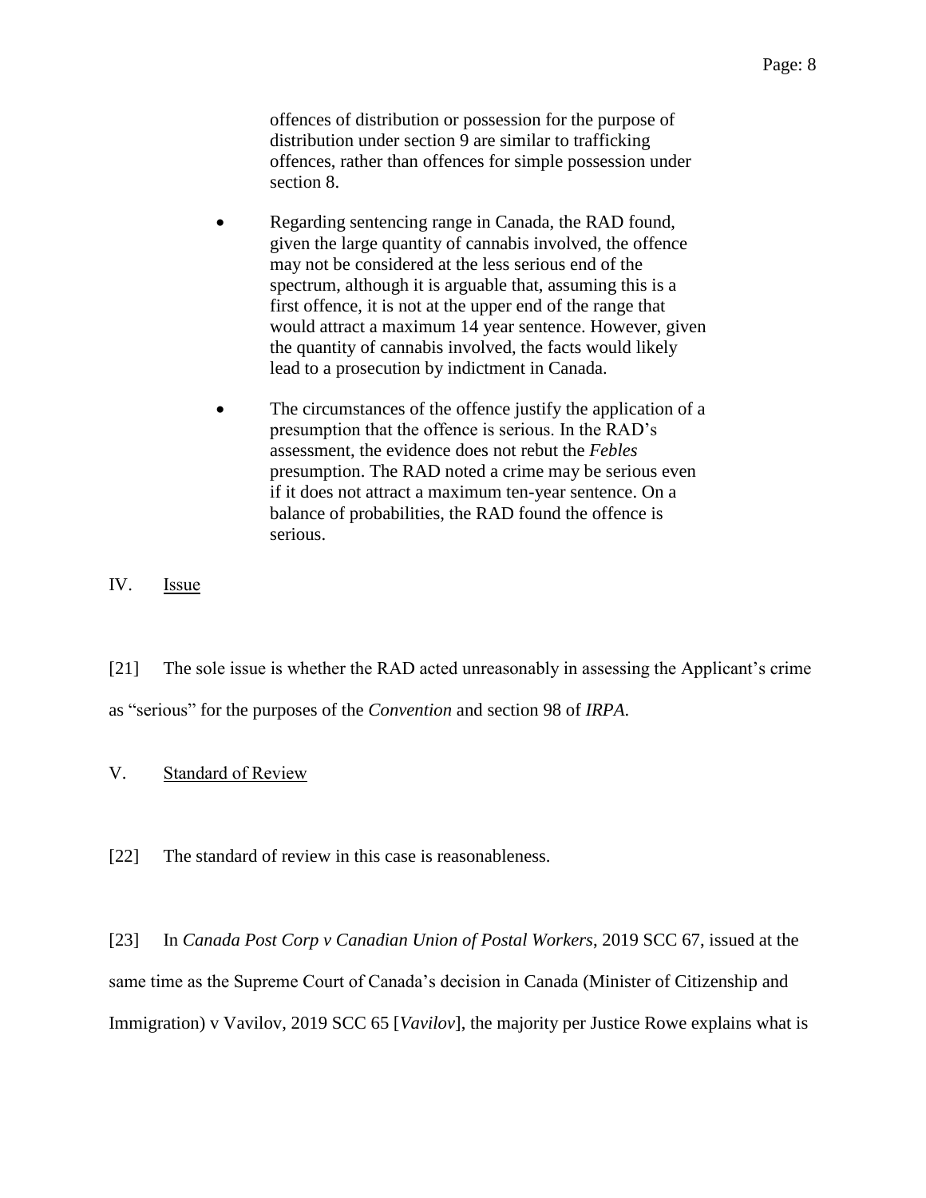offences of distribution or possession for the purpose of distribution under section 9 are similar to trafficking offences, rather than offences for simple possession under section 8.

- Regarding sentencing range in Canada, the RAD found, given the large quantity of cannabis involved, the offence may not be considered at the less serious end of the spectrum, although it is arguable that, assuming this is a first offence, it is not at the upper end of the range that would attract a maximum 14 year sentence. However, given the quantity of cannabis involved, the facts would likely lead to a prosecution by indictment in Canada.

- The circumstances of the offence justify the application of a presumption that the offence is serious. In the RAD's assessment, the evidence does not rebut the *Febles* presumption. The RAD noted a crime may be serious even if it does not attract a maximum ten-year sentence. On a balance of probabilities, the RAD found the offence is serious.

## IV. Issue

[21] The sole issue is whether the RAD acted unreasonably in assessing the Applicant's crime as "serious" for the purposes of the *Convention* and section 98 of *IRPA*.

## V. Standard of Review

[22] The standard of review in this case is reasonableness.

[23] In *Canada Post Corp v Canadian Union of Postal Workers*, 2019 SCC 67, issued at the same time as the Supreme Court of Canada's decision in Canada (Minister of Citizenship and Immigration) v Vavilov, 2019 SCC 65 [*Vavilov*], the majority per Justice Rowe explains what is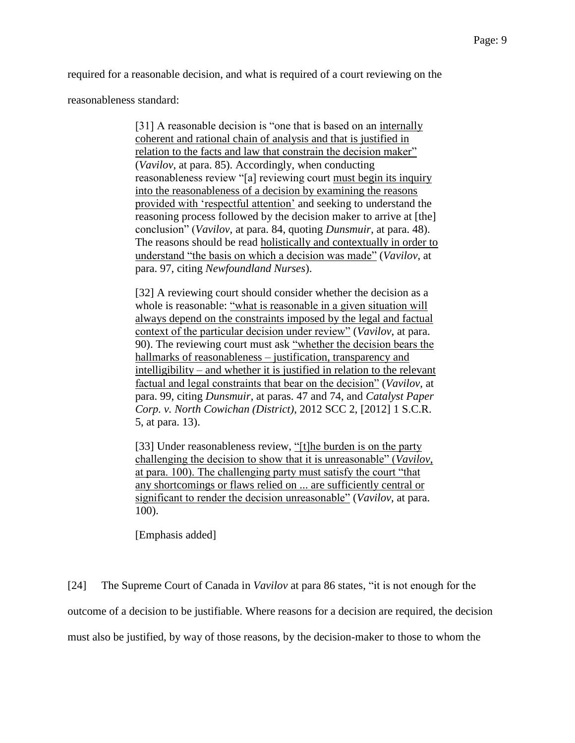required for a reasonable decision, and what is required of a court reviewing on the reasonableness standard:

> [31] A reasonable decision is "one that is based on an <u>internally coherent and rational chain of analysis and that is justified in relation to the facts and law that constrain the decision maker"</u> (*Vavilov*, at para. 85). Accordingly, when conducting reasonableness review "[a] reviewing court <u>must begin its inquiry into the reasonableness of a decision by examining the reasons provided with 'respectful attention'</u> and seeking to understand the reasoning process followed by the decision maker to arrive at [the] conclusion" (*Vavilov*, at para. 84, quoting *Dunsmuir*, at para. 48). The reasons should be read <u>holistically and contextually in order to understand "the basis on which a decision was made"</u> (*Vavilov*, at para. 97, citing *Newfoundland Nurses*).
>
> [32] A reviewing court should consider whether the decision as a whole is reasonable: <u>"what is reasonable in a given situation will always depend on the constraints imposed by the legal and factual context of the particular decision under review"</u> (*Vavilov*, at para. 90). The reviewing court must ask <u>"whether the decision bears the hallmarks of reasonableness – justification, transparency and intelligibility – and whether it is justified in relation to the relevant factual and legal constraints that bear on the decision"</u> (*Vavilov*, at para. 99, citing *Dunsmuir*, at paras. 47 and 74, and *Catalyst Paper Corp. v. North Cowichan (District)*, 2012 SCC 2, [2012] 1 S.C.R. 5, at para. 13).
>
> [33] Under reasonableness review, <u>"[t]he burden is on the party challenging the decision to show that it is unreasonable" (*Vavilov*, at para. 100). The challenging party must satisfy the court "that any shortcomings or flaws relied on ... are sufficiently central or significant to render the decision unreasonable"</u> (*Vavilov*, at para. 100).
>
> [Emphasis added]

[24] The Supreme Court of Canada in *Vavilov* at para 86 states, "it is not enough for the outcome of a decision to be justifiable. Where reasons for a decision are required, the decision must also be justified, by way of those reasons, by the decision-maker to those to whom the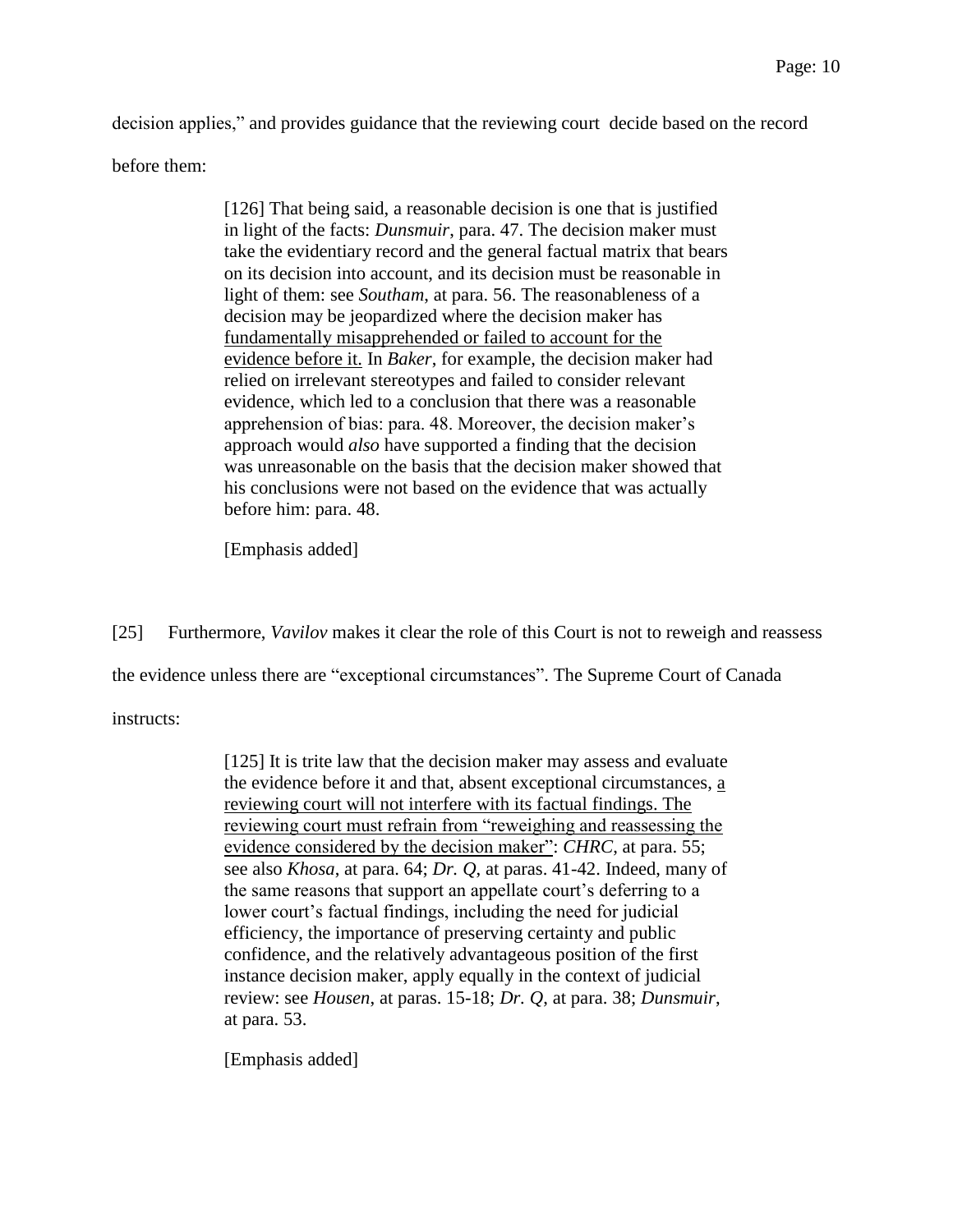decision applies," and provides guidance that the reviewing court decide based on the record before them:

> [126] That being said, a reasonable decision is one that is justified in light of the facts: *Dunsmuir*, para. 47. The decision maker must take the evidentiary record and the general factual matrix that bears on its decision into account, and its decision must be reasonable in light of them: see *Southam*, at para. 56. The reasonableness of a decision may be jeopardized where the decision maker has <u>fundamentally misapprehended or failed to account for the evidence before it.</u> In *Baker*, for example, the decision maker had relied on irrelevant stereotypes and failed to consider relevant evidence, which led to a conclusion that there was a reasonable apprehension of bias: para. 48. Moreover, the decision maker's approach would *also* have supported a finding that the decision was unreasonable on the basis that the decision maker showed that his conclusions were not based on the evidence that was actually before him: para. 48.
>
> [Emphasis added]

[25] Furthermore, *Vavilov* makes it clear the role of this Court is not to reweigh and reassess the evidence unless there are "exceptional circumstances". The Supreme Court of Canada instructs:

> [125] It is trite law that the decision maker may assess and evaluate the evidence before it and that, absent exceptional circumstances, <u>a reviewing court will not interfere with its factual findings. The reviewing court must refrain from "reweighing and reassessing the evidence considered by the decision maker"</u>: *CHRC*, at para. 55; see also *Khosa*, at para. 64; *Dr. Q*, at paras. 41-42. Indeed, many of the same reasons that support an appellate court's deferring to a lower court's factual findings, including the need for judicial efficiency, the importance of preserving certainty and public confidence, and the relatively advantageous position of the first instance decision maker, apply equally in the context of judicial review: see *Housen*, at paras. 15-18; *Dr. Q*, at para. 38; *Dunsmuir*, at para. 53.
>
> [Emphasis added]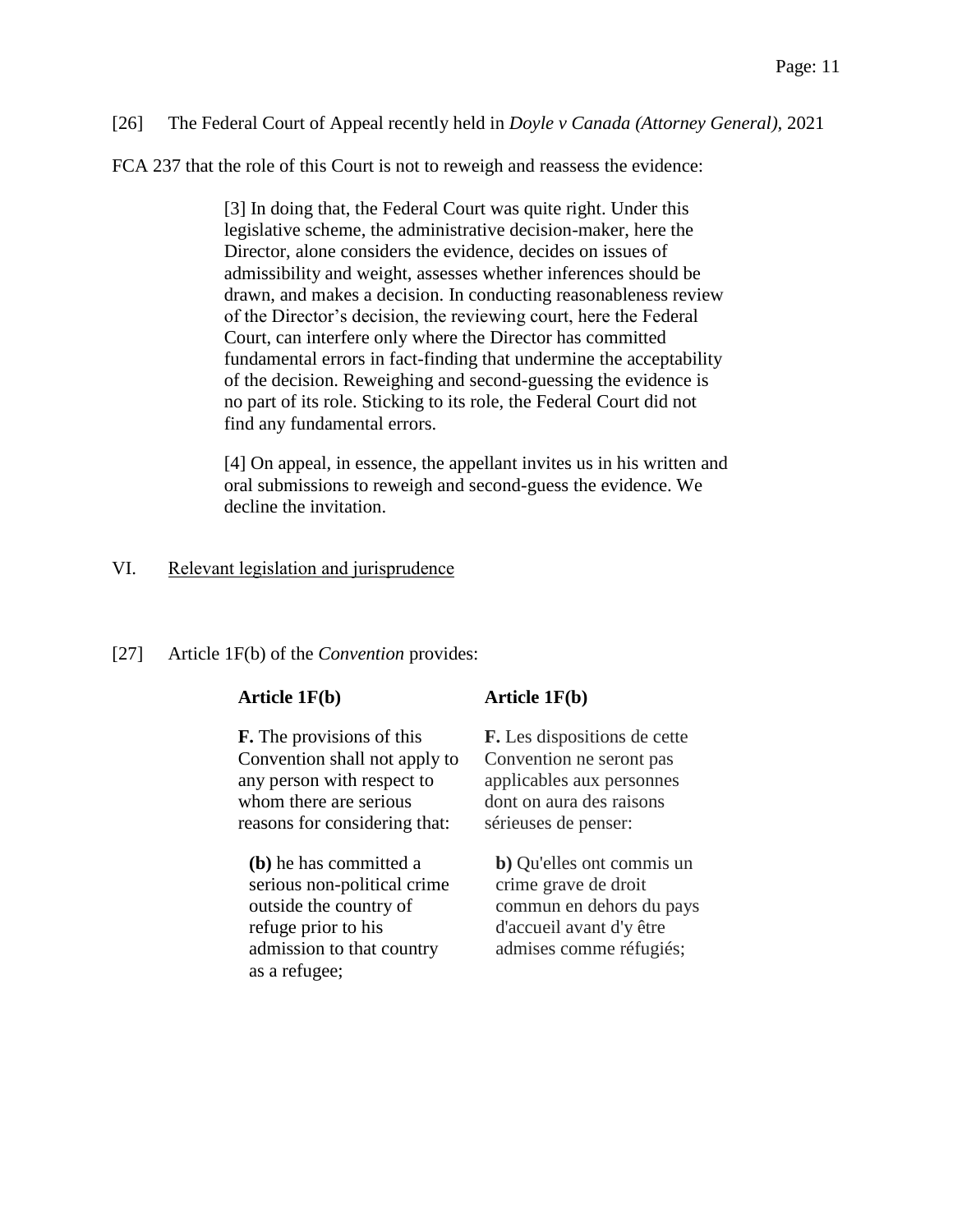[26] The Federal Court of Appeal recently held in *Doyle v Canada (Attorney General)*, 2021 FCA 237 that the role of this Court is not to reweigh and reassess the evidence:

> [3] In doing that, the Federal Court was quite right. Under this legislative scheme, the administrative decision-maker, here the Director, alone considers the evidence, decides on issues of admissibility and weight, assesses whether inferences should be drawn, and makes a decision. In conducting reasonableness review of the Director's decision, the reviewing court, here the Federal Court, can interfere only where the Director has committed fundamental errors in fact-finding that undermine the acceptability of the decision. Reweighing and second-guessing the evidence is no part of its role. Sticking to its role, the Federal Court did not find any fundamental errors.
>
> [4] On appeal, in essence, the appellant invites us in his written and oral submissions to reweigh and second-guess the evidence. We decline the invitation.

## VI. Relevant legislation and jurisprudence

[27] Article 1F(b) of the *Convention* provides:

| **Article 1F(b)** | **Article 1F(b)** |
|---|---|
| **F.** The provisions of this Convention shall not apply to any person with respect to whom there are serious reasons for considering that: | **F.** Les dispositions de cette Convention ne seront pas applicables aux personnes dont on aura des raisons sérieuses de penser: |
| **(b)** he has committed a serious non-political crime outside the country of refuge prior to his admission to that country as a refugee; | **b)** Qu'elles ont commis un crime grave de droit commun en dehors du pays d'accueil avant d'y être admises comme réfugiés; |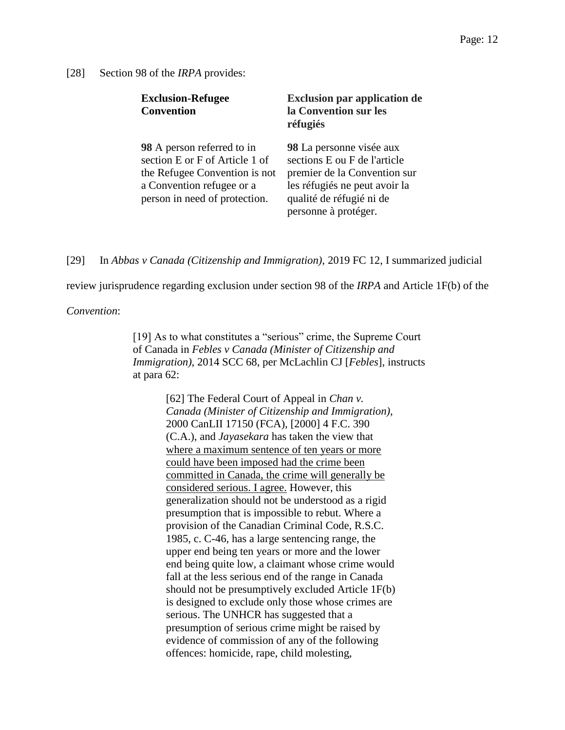[28] Section 98 of the *IRPA* provides:

| **Exclusion-Refugee Convention** | **Exclusion par application de la Convention sur les réfugiés** |
| --- | --- |
| **98** A person referred to in section E or F of Article 1 of the Refugee Convention is not a Convention refugee or a person in need of protection. | **98** La personne visée aux sections E ou F de l'article premier de la Convention sur les réfugiés ne peut avoir la qualité de réfugié ni de personne à protéger. |

[29] In *Abbas v Canada (Citizenship and Immigration)*, 2019 FC 12, I summarized judicial review jurisprudence regarding exclusion under section 98 of the *IRPA* and Article 1F(b) of the *Convention*:

> [19] As to what constitutes a "serious" crime, the Supreme Court of Canada in *Febles v Canada (Minister of Citizenship and Immigration)*, 2014 SCC 68, per McLachlin CJ [*Febles*], instructs at para 62:
>
> > [62] The Federal Court of Appeal in *Chan v. Canada (Minister of Citizenship and Immigration)*, 2000 CanLII 17150 (FCA), [2000] 4 F.C. 390 (C.A.), and *Jayasekara* has taken the view that <u>where a maximum sentence of ten years or more could have been imposed had the crime been committed in Canada, the crime will generally be considered serious. I agree.</u> However, this generalization should not be understood as a rigid presumption that is impossible to rebut. Where a provision of the Canadian Criminal Code, R.S.C. 1985, c. C-46, has a large sentencing range, the upper end being ten years or more and the lower end being quite low, a claimant whose crime would fall at the less serious end of the range in Canada should not be presumptively excluded Article 1F(b) is designed to exclude only those whose crimes are serious. The UNHCR has suggested that a presumption of serious crime might be raised by evidence of commission of any of the following offences: homicide, rape, child molesting,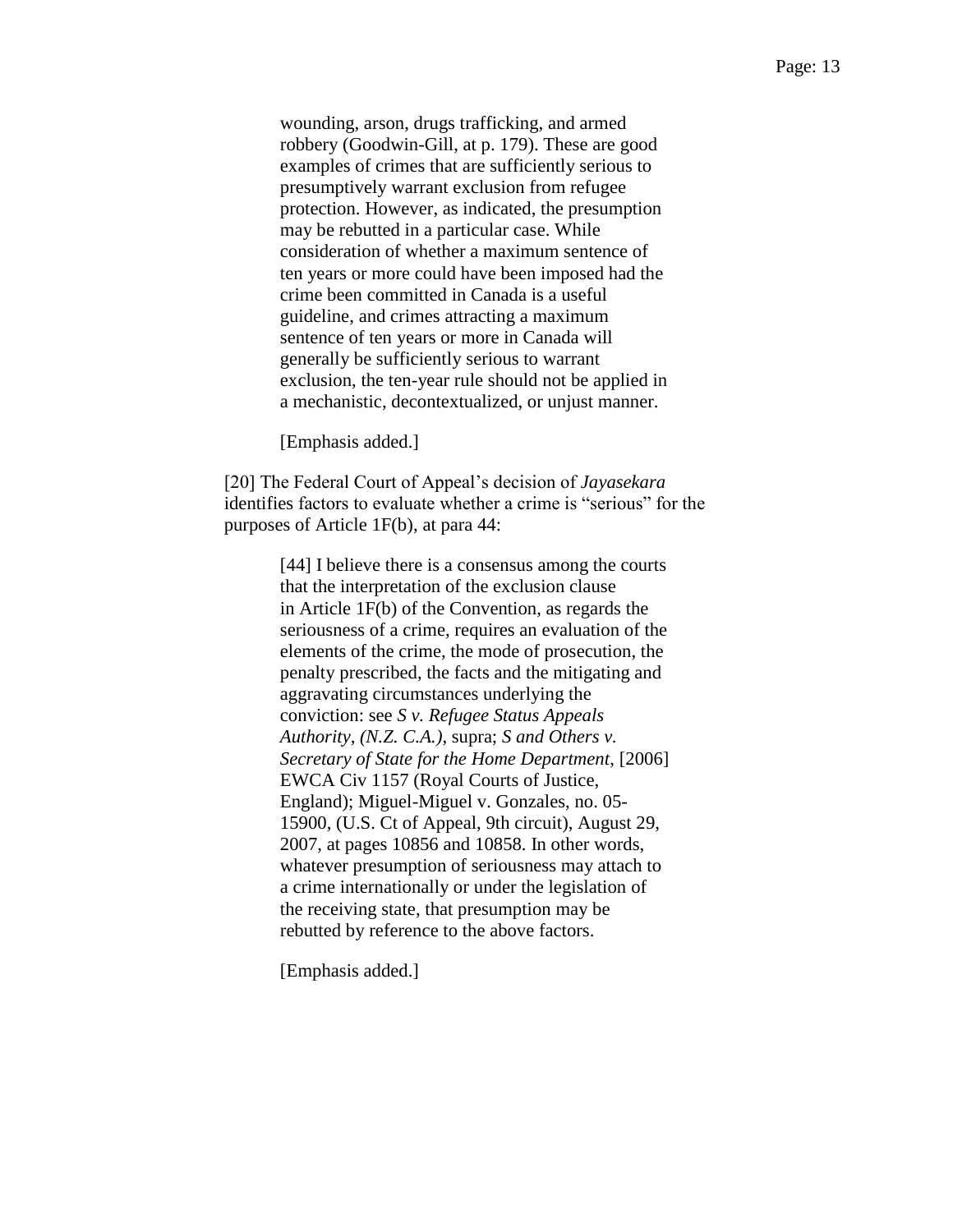> wounding, arson, drugs trafficking, and armed robbery (Goodwin-Gill, at p. 179). These are good examples of crimes that are sufficiently serious to presumptively warrant exclusion from refugee protection. However, as indicated, the presumption may be rebutted in a particular case. While consideration of whether a maximum sentence of ten years or more could have been imposed had the crime been committed in Canada is a useful guideline, and crimes attracting a maximum sentence of ten years or more in Canada will generally be sufficiently serious to warrant exclusion, the ten-year rule should not be applied in a mechanistic, decontextualized, or unjust manner.
>
> [Emphasis added.]

[20] The Federal Court of Appeal's decision of *Jayasekara* identifies factors to evaluate whether a crime is "serious" for the purposes of Article 1F(b), at para 44:

> [44] I believe there is a consensus among the courts that the interpretation of the exclusion clause in Article 1F(b) of the Convention, as regards the seriousness of a crime, requires an evaluation of the elements of the crime, the mode of prosecution, the penalty prescribed, the facts and the mitigating and aggravating circumstances underlying the conviction: see *S v. Refugee Status Appeals Authority, (N.Z. C.A.)*, supra; *S and Others v. Secretary of State for the Home Department*, [2006] EWCA Civ 1157 (Royal Courts of Justice, England); Miguel-Miguel v. Gonzales, no. 05-15900, (U.S. Ct of Appeal, 9th circuit), August 29, 2007, at pages 10856 and 10858. In other words, whatever presumption of seriousness may attach to a crime internationally or under the legislation of the receiving state, that presumption may be rebutted by reference to the above factors.
>
> [Emphasis added.]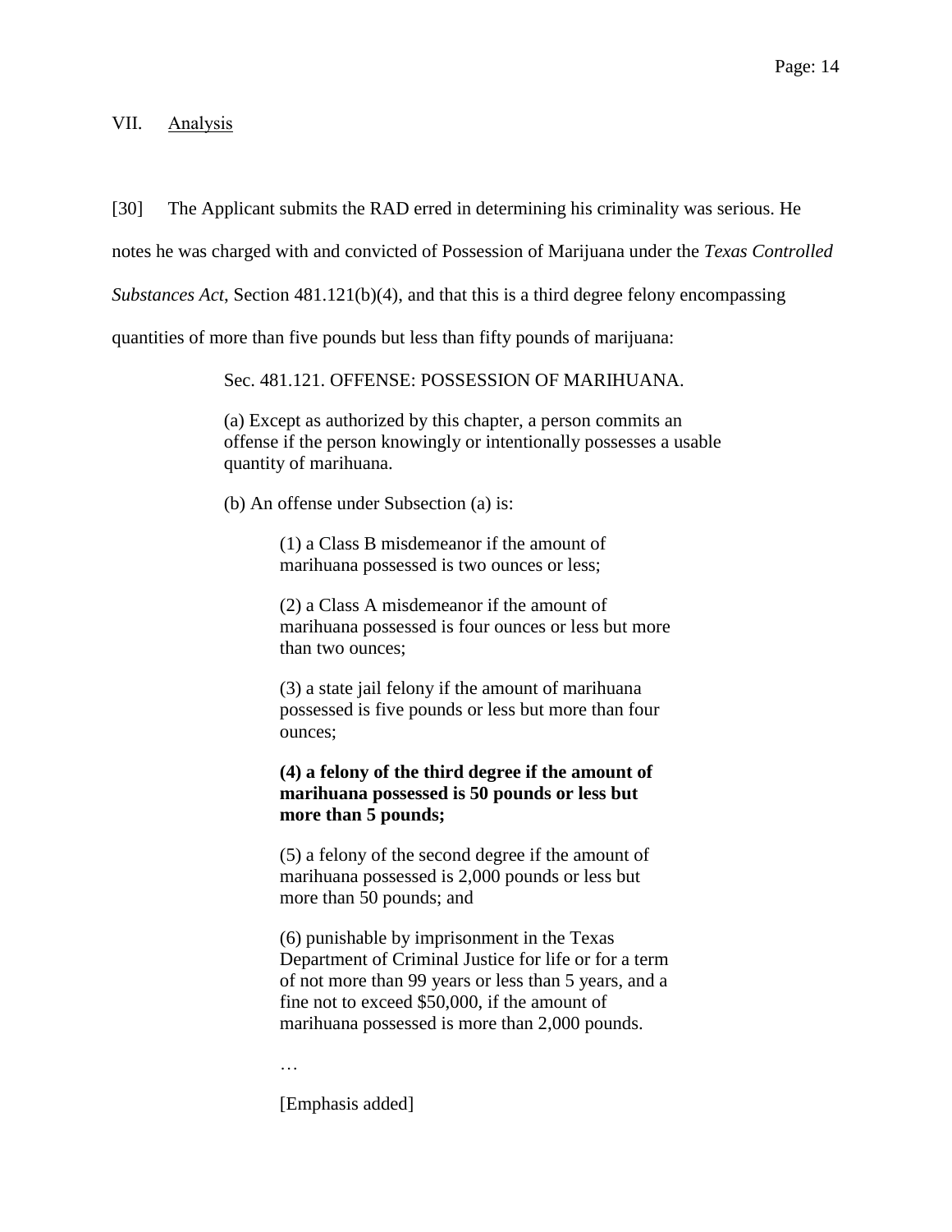## VII. Analysis

[30] The Applicant submits the RAD erred in determining his criminality was serious. He notes he was charged with and convicted of Possession of Marijuana under the *Texas Controlled Substances Act*, Section 481.121(b)(4), and that this is a third degree felony encompassing quantities of more than five pounds but less than fifty pounds of marijuana:

> Sec. 481.121. OFFENSE: POSSESSION OF MARIHUANA.
>
> (a) Except as authorized by this chapter, a person commits an offense if the person knowingly or intentionally possesses a usable quantity of marihuana.
>
> (b) An offense under Subsection (a) is:
>
> > (1) a Class B misdemeanor if the amount of marihuana possessed is two ounces or less;
> >
> > (2) a Class A misdemeanor if the amount of marihuana possessed is four ounces or less but more than two ounces;
> >
> > (3) a state jail felony if the amount of marihuana possessed is five pounds or less but more than four ounces;
> >
> > **(4) a felony of the third degree if the amount of marihuana possessed is 50 pounds or less but more than 5 pounds;**
> >
> > (5) a felony of the second degree if the amount of marihuana possessed is 2,000 pounds or less but more than 50 pounds; and
> >
> > (6) punishable by imprisonment in the Texas Department of Criminal Justice for life or for a term of not more than 99 years or less than 5 years, and a fine not to exceed $50,000, if the amount of marihuana possessed is more than 2,000 pounds.
> >
> > …
> >
> > [Emphasis added]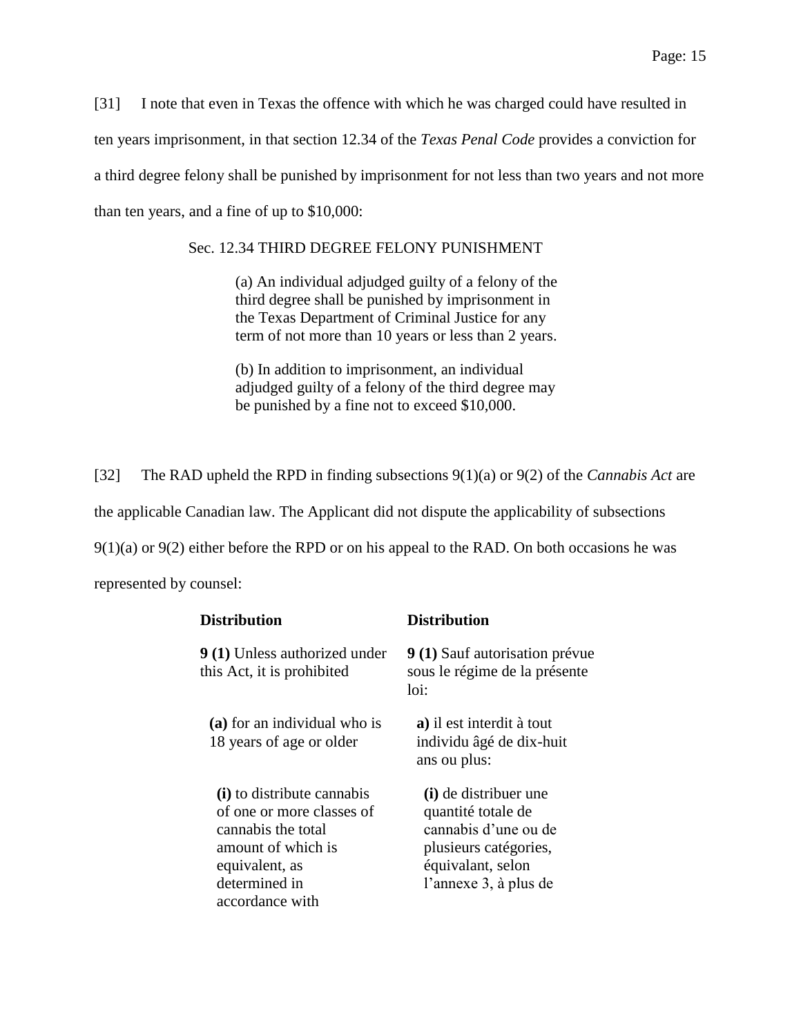[31] I note that even in Texas the offence with which he was charged could have resulted in ten years imprisonment, in that section 12.34 of the *Texas Penal Code* provides a conviction for a third degree felony shall be punished by imprisonment for not less than two years and not more than ten years, and a fine of up to $10,000:

> Sec. 12.34 THIRD DEGREE FELONY PUNISHMENT
>
> (a) An individual adjudged guilty of a felony of the third degree shall be punished by imprisonment in the Texas Department of Criminal Justice for any term of not more than 10 years or less than 2 years.
>
> (b) In addition to imprisonment, an individual adjudged guilty of a felony of the third degree may be punished by a fine not to exceed $10,000.

[32] The RAD upheld the RPD in finding subsections 9(1)(a) or 9(2) of the *Cannabis Act* are the applicable Canadian law. The Applicant did not dispute the applicability of subsections 9(1)(a) or 9(2) either before the RPD or on his appeal to the RAD. On both occasions he was represented by counsel:

| **Distribution** | **Distribution** |
| --- | --- |
| **9 (1)** Unless authorized under this Act, it is prohibited | **9 (1)** Sauf autorisation prévue sous le régime de la présente loi: |
| **(a)** for an individual who is 18 years of age or older | **a)** il est interdit à tout individu âgé de dix-huit ans ou plus: |
| **(i)** to distribute cannabis of one or more classes of cannabis the total amount of which is equivalent, as determined in accordance with | **(i)** de distribuer une quantité totale de cannabis d'une ou de plusieurs catégories, équivalant, selon l'annexe 3, à plus de |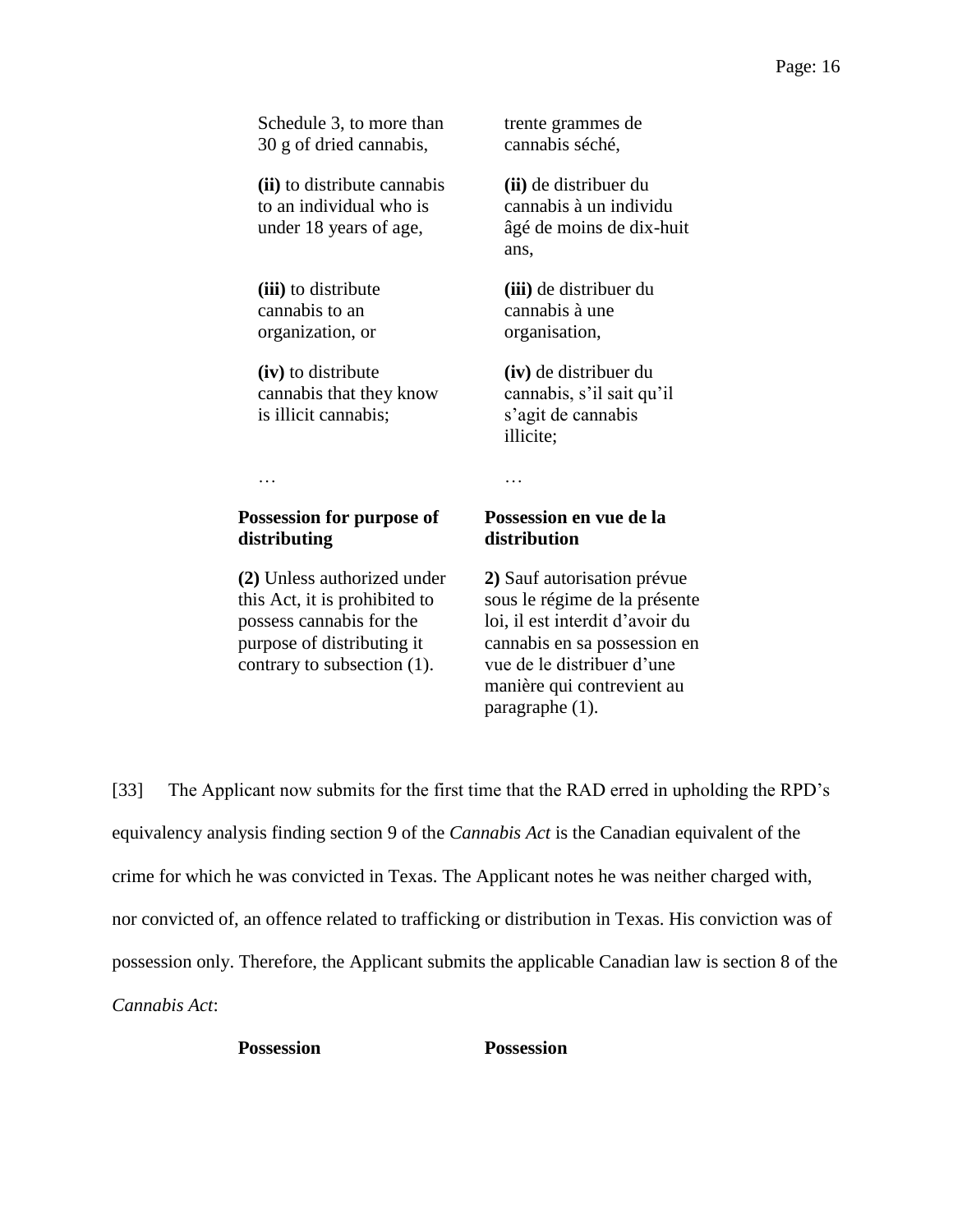| | |
|---|---|
| Schedule 3, to more than 30 g of dried cannabis, | trente grammes de cannabis séché, |
| **(ii)** to distribute cannabis to an individual who is under 18 years of age, | **(ii)** de distribuer du cannabis à un individu âgé de moins de dix-huit ans, |
| **(iii)** to distribute cannabis to an organization, or | **(iii)** de distribuer du cannabis à une organisation, |
| **(iv)** to distribute cannabis that they know is illicit cannabis; | **(iv)** de distribuer du cannabis, s’il sait qu’il s’agit de cannabis illicite; |
| … | … |
| **Possession for purpose of distributing** | **Possession en vue de la distribution** |
| **(2)** Unless authorized under this Act, it is prohibited to possess cannabis for the purpose of distributing it contrary to subsection (1). | **2)** Sauf autorisation prévue sous le régime de la présente loi, il est interdit d’avoir du cannabis en sa possession en vue de le distribuer d’une manière qui contrevient au paragraphe (1). |

[33] The Applicant now submits for the first time that the RAD erred in upholding the RPD’s equivalency analysis finding section 9 of the *Cannabis Act* is the Canadian equivalent of the crime for which he was convicted in Texas. The Applicant notes he was neither charged with, nor convicted of, an offence related to trafficking or distribution in Texas. His conviction was of possession only. Therefore, the Applicant submits the applicable Canadian law is section 8 of the *Cannabis Act*:

| | |
|---|---|
| **Possession** | **Possession** |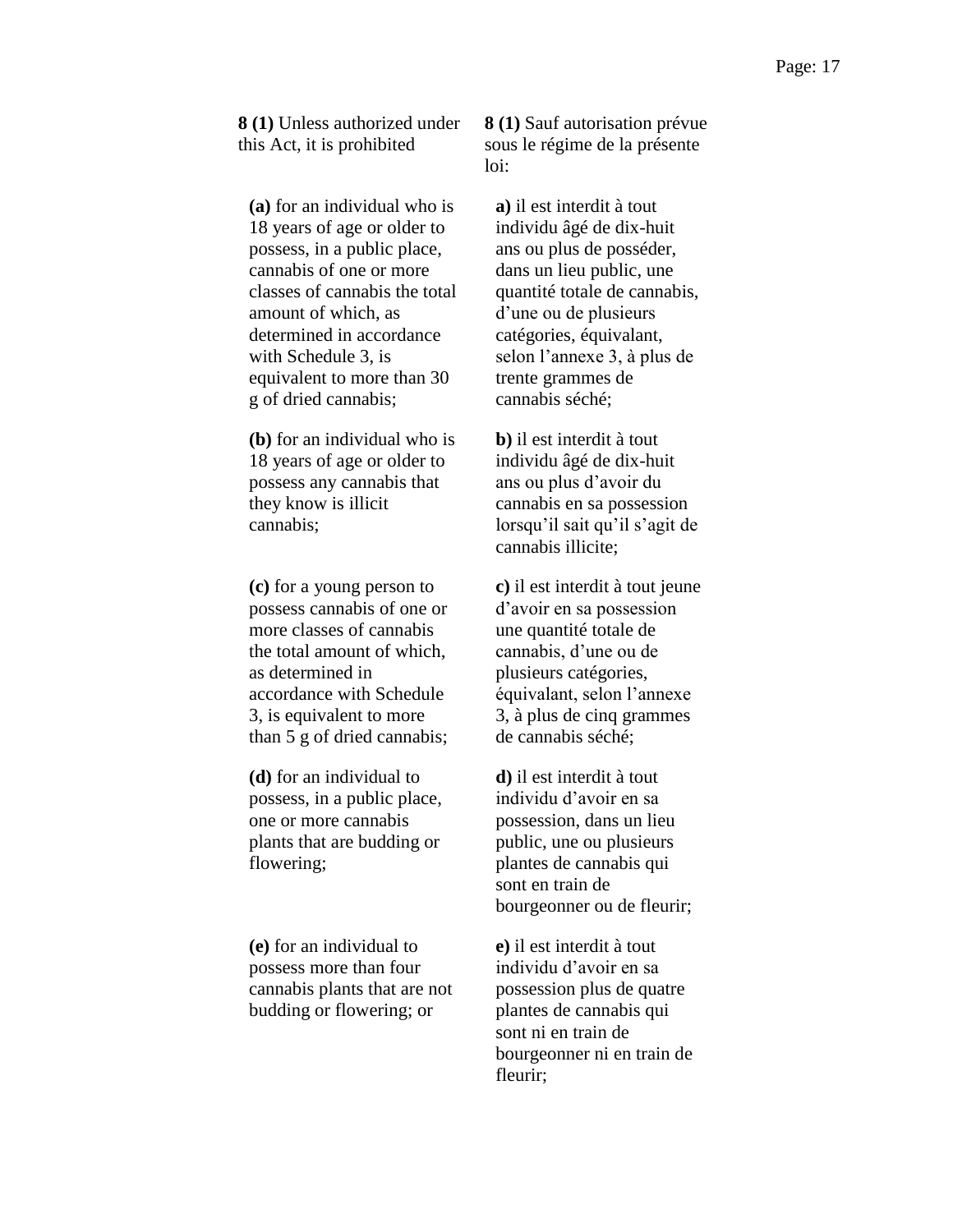**8 (1)** Unless authorized under this Act, it is prohibited

**(a)** for an individual who is 18 years of age or older to possess, in a public place, cannabis of one or more classes of cannabis the total amount of which, as determined in accordance with Schedule 3, is equivalent to more than 30 g of dried cannabis;

**(b)** for an individual who is 18 years of age or older to possess any cannabis that they know is illicit cannabis;

**(c)** for a young person to possess cannabis of one or more classes of cannabis the total amount of which, as determined in accordance with Schedule 3, is equivalent to more than 5 g of dried cannabis;

**(d)** for an individual to possess, in a public place, one or more cannabis plants that are budding or flowering;

**(e)** for an individual to possess more than four cannabis plants that are not budding or flowering; or

**8 (1)** Sauf autorisation prévue sous le régime de la présente loi:

**a)** il est interdit à tout individu âgé de dix-huit ans ou plus de posséder, dans un lieu public, une quantité totale de cannabis, d’une ou de plusieurs catégories, équivalant, selon l’annexe 3, à plus de trente grammes de cannabis séché;

**b)** il est interdit à tout individu âgé de dix-huit ans ou plus d’avoir du cannabis en sa possession lorsqu’il sait qu’il s’agit de cannabis illicite;

**c)** il est interdit à tout jeune d’avoir en sa possession une quantité totale de cannabis, d’une ou de plusieurs catégories, équivalant, selon l’annexe 3, à plus de cinq grammes de cannabis séché;

**d)** il est interdit à tout individu d’avoir en sa possession, dans un lieu public, une ou plusieurs plantes de cannabis qui sont en train de bourgeonner ou de fleurir;

**e)** il est interdit à tout individu d’avoir en sa possession plus de quatre plantes de cannabis qui sont ni en train de bourgeonner ni en train de fleurir;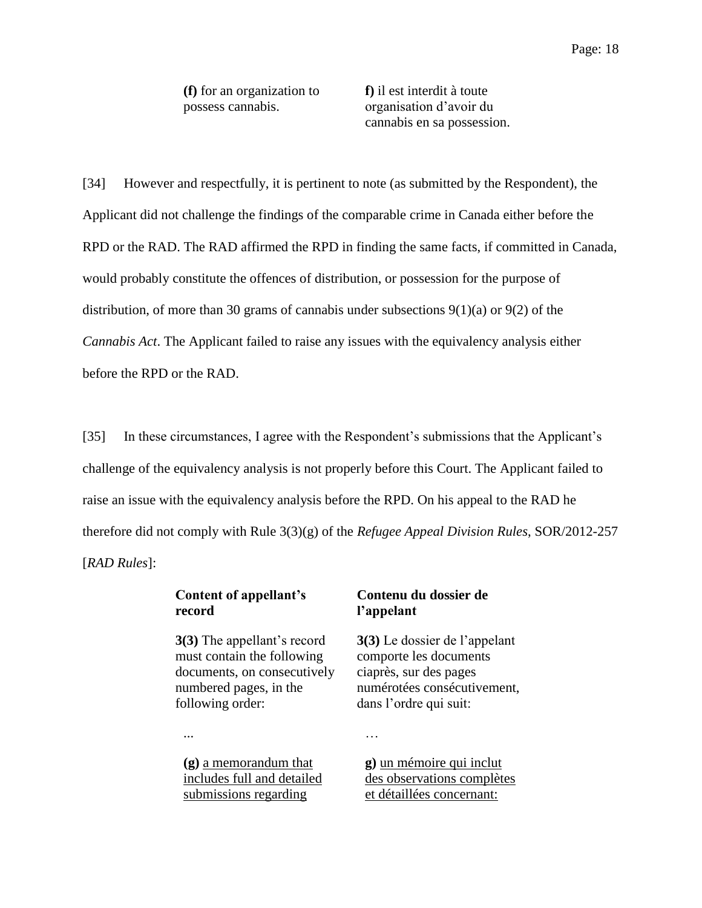| | |
|---|---|
| **(f)** for an organization to possess cannabis. | **f)** il est interdit à toute organisation d'avoir du cannabis en sa possession. |

[34] However and respectfully, it is pertinent to note (as submitted by the Respondent), the Applicant did not challenge the findings of the comparable crime in Canada either before the RPD or the RAD. The RAD affirmed the RPD in finding the same facts, if committed in Canada, would probably constitute the offences of distribution, or possession for the purpose of distribution, of more than 30 grams of cannabis under subsections 9(1)(a) or 9(2) of the *Cannabis Act*. The Applicant failed to raise any issues with the equivalency analysis either before the RPD or the RAD.

[35] In these circumstances, I agree with the Respondent's submissions that the Applicant's challenge of the equivalency analysis is not properly before this Court. The Applicant failed to raise an issue with the equivalency analysis before the RPD. On his appeal to the RAD he therefore did not comply with Rule 3(3)(g) of the *Refugee Appeal Division Rules*, SOR/2012-257 [*RAD Rules*]:

| | |
|---|---|
| **Content of appellant's record** | **Contenu du dossier de l'appelant** |
| **3(3)** The appellant's record must contain the following documents, on consecutively numbered pages, in the following order: | **3(3)** Le dossier de l'appelant comporte les documents ciaprès, sur des pages numérotées consécutivement, dans l'ordre qui suit: |
| ... | … |
| **(g)** <u>a memorandum that includes full and detailed submissions regarding</u> | **g)** <u>un mémoire qui inclut des observations complètes et détaillées concernant:</u> |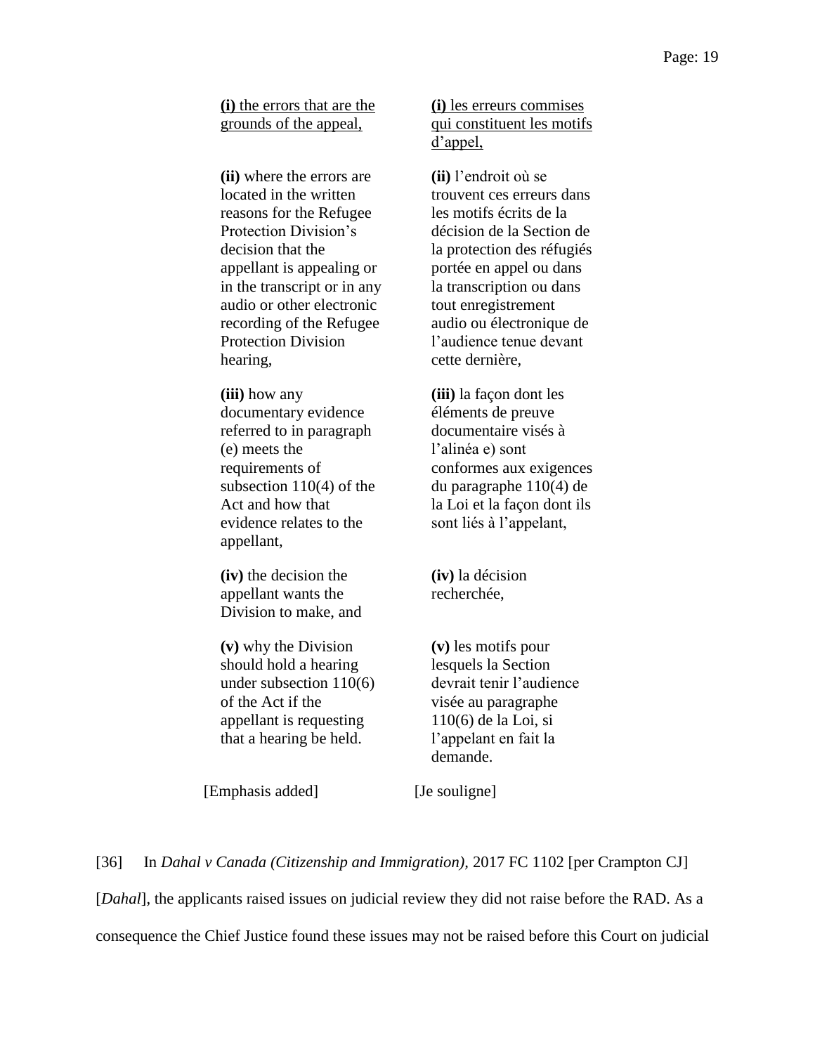| | |
|---|---|
| **(i)** <u>the errors that are the grounds of the appeal,</u> | **(i)** <u>les erreurs commises qui constituent les motifs d'appel,</u> |
| **(ii)** where the errors are located in the written reasons for the Refugee Protection Division's decision that the appellant is appealing or in the transcript or in any audio or other electronic recording of the Refugee Protection Division hearing, | **(ii)** l'endroit où se trouvent ces erreurs dans les motifs écrits de la décision de la Section de la protection des réfugiés portée en appel ou dans la transcription ou dans tout enregistrement audio ou électronique de l'audience tenue devant cette dernière, |
| **(iii)** how any documentary evidence referred to in paragraph (e) meets the requirements of subsection 110(4) of the Act and how that evidence relates to the appellant, | **(iii)** la façon dont les éléments de preuve documentaire visés à l'alinéa e) sont conformes aux exigences du paragraphe 110(4) de la Loi et la façon dont ils sont liés à l'appelant, |
| **(iv)** the decision the appellant wants the Division to make, and | **(iv)** la décision recherchée, |
| **(v)** why the Division should hold a hearing under subsection 110(6) of the Act if the appellant is requesting that a hearing be held. | **(v)** les motifs pour lesquels la Section devrait tenir l'audience visée au paragraphe 110(6) de la Loi, si l'appelant en fait la demande. |
| [Emphasis added] | [Je souligne] |

[36] In *Dahal v Canada (Citizenship and Immigration)*, 2017 FC 1102 [per Crampton CJ] [*Dahal*], the applicants raised issues on judicial review they did not raise before the RAD. As a consequence the Chief Justice found these issues may not be raised before this Court on judicial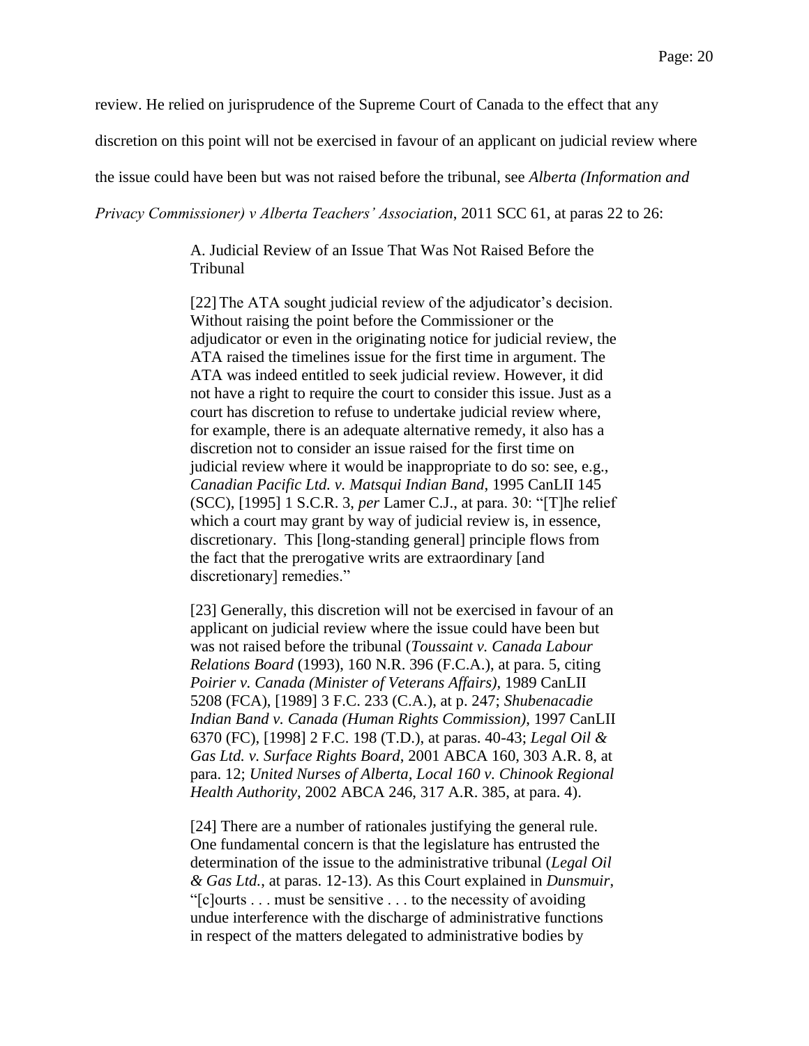review. He relied on jurisprudence of the Supreme Court of Canada to the effect that any discretion on this point will not be exercised in favour of an applicant on judicial review where the issue could have been but was not raised before the tribunal, see *Alberta (Information and Privacy Commissioner) v Alberta Teachers' Association*, 2011 SCC 61, at paras 22 to 26:

> A. Judicial Review of an Issue That Was Not Raised Before the Tribunal
>
> [22] The ATA sought judicial review of the adjudicator's decision. Without raising the point before the Commissioner or the adjudicator or even in the originating notice for judicial review, the ATA raised the timelines issue for the first time in argument. The ATA was indeed entitled to seek judicial review. However, it did not have a right to require the court to consider this issue. Just as a court has discretion to refuse to undertake judicial review where, for example, there is an adequate alternative remedy, it also has a discretion not to consider an issue raised for the first time on judicial review where it would be inappropriate to do so: see, e.g., *Canadian Pacific Ltd. v. Matsqui Indian Band*, 1995 CanLII 145 (SCC), [1995] 1 S.C.R. 3, *per* Lamer C.J., at para. 30: "[T]he relief which a court may grant by way of judicial review is, in essence, discretionary. This [long-standing general] principle flows from the fact that the prerogative writs are extraordinary [and discretionary] remedies."
>
> [23] Generally, this discretion will not be exercised in favour of an applicant on judicial review where the issue could have been but was not raised before the tribunal (*Toussaint v. Canada Labour Relations Board* (1993), 160 N.R. 396 (F.C.A.), at para. 5, citing *Poirier v. Canada (Minister of Veterans Affairs)*, 1989 CanLII 5208 (FCA), [1989] 3 F.C. 233 (C.A.), at p. 247; *Shubenacadie Indian Band v. Canada (Human Rights Commission)*, 1997 CanLII 6370 (FC), [1998] 2 F.C. 198 (T.D.), at paras. 40-43; *Legal Oil & Gas Ltd. v. Surface Rights Board*, 2001 ABCA 160, 303 A.R. 8, at para. 12; *United Nurses of Alberta, Local 160 v. Chinook Regional Health Authority*, 2002 ABCA 246, 317 A.R. 385, at para. 4).
>
> [24] There are a number of rationales justifying the general rule. One fundamental concern is that the legislature has entrusted the determination of the issue to the administrative tribunal (*Legal Oil & Gas Ltd.*, at paras. 12-13). As this Court explained in *Dunsmuir*, "[c]ourts . . . must be sensitive . . . to the necessity of avoiding undue interference with the discharge of administrative functions in respect of the matters delegated to administrative bodies by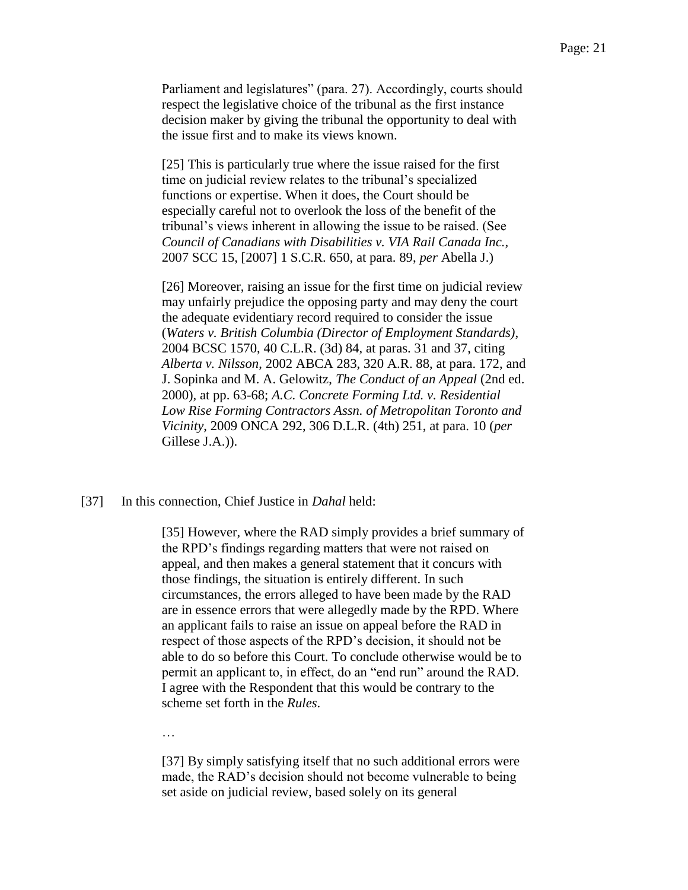> Parliament and legislatures" (para. 27). Accordingly, courts should respect the legislative choice of the tribunal as the first instance decision maker by giving the tribunal the opportunity to deal with the issue first and to make its views known.
>
> [25] This is particularly true where the issue raised for the first time on judicial review relates to the tribunal's specialized functions or expertise. When it does, the Court should be especially careful not to overlook the loss of the benefit of the tribunal's views inherent in allowing the issue to be raised. (See *Council of Canadians with Disabilities v. VIA Rail Canada Inc.*, 2007 SCC 15, [2007] 1 S.C.R. 650, at para. 89, *per* Abella J.)
>
> [26] Moreover, raising an issue for the first time on judicial review may unfairly prejudice the opposing party and may deny the court the adequate evidentiary record required to consider the issue (*Waters v. British Columbia (Director of Employment Standards)*, 2004 BCSC 1570, 40 C.L.R. (3d) 84, at paras. 31 and 37, citing *Alberta v. Nilsson*, 2002 ABCA 283, 320 A.R. 88, at para. 172, and J. Sopinka and M. A. Gelowitz, *The Conduct of an Appeal* (2nd ed. 2000), at pp. 63-68; *A.C. Concrete Forming Ltd. v. Residential Low Rise Forming Contractors Assn. of Metropolitan Toronto and Vicinity*, 2009 ONCA 292, 306 D.L.R. (4th) 251, at para. 10 (*per* Gillese J.A.)).

[37] In this connection, Chief Justice in *Dahal* held:

> [35] However, where the RAD simply provides a brief summary of the RPD's findings regarding matters that were not raised on appeal, and then makes a general statement that it concurs with those findings, the situation is entirely different. In such circumstances, the errors alleged to have been made by the RAD are in essence errors that were allegedly made by the RPD. Where an applicant fails to raise an issue on appeal before the RAD in respect of those aspects of the RPD's decision, it should not be able to do so before this Court. To conclude otherwise would be to permit an applicant to, in effect, do an "end run" around the RAD. I agree with the Respondent that this would be contrary to the scheme set forth in the *Rules*.
>
> …
>
> [37] By simply satisfying itself that no such additional errors were made, the RAD's decision should not become vulnerable to being set aside on judicial review, based solely on its general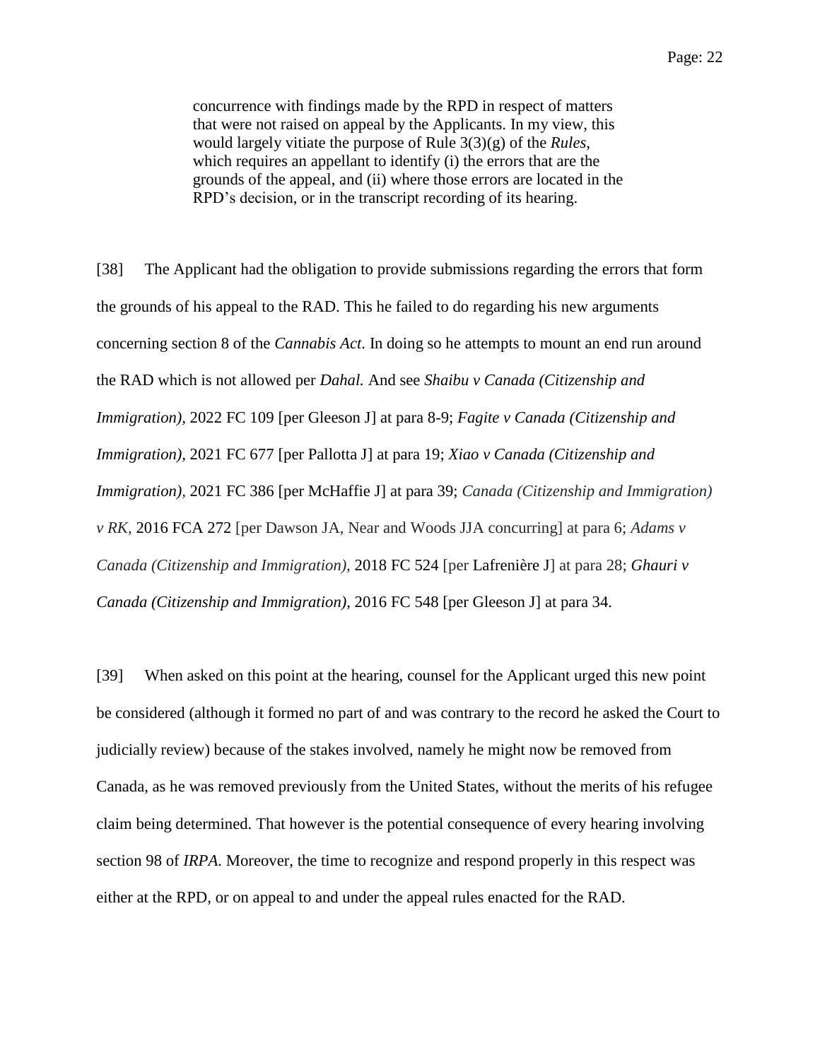> concurrence with findings made by the RPD in respect of matters that were not raised on appeal by the Applicants. In my view, this would largely vitiate the purpose of Rule 3(3)(g) of the *Rules*, which requires an appellant to identify (i) the errors that are the grounds of the appeal, and (ii) where those errors are located in the RPD's decision, or in the transcript recording of its hearing.

[38] The Applicant had the obligation to provide submissions regarding the errors that form the grounds of his appeal to the RAD. This he failed to do regarding his new arguments concerning section 8 of the *Cannabis Act*. In doing so he attempts to mount an end run around the RAD which is not allowed per *Dahal.* And see *Shaibu v Canada (Citizenship and Immigration),* 2022 FC 109 [per Gleeson J] at para 8-9; *Fagite v Canada (Citizenship and Immigration),* 2021 FC 677 [per Pallotta J] at para 19; *Xiao v Canada (Citizenship and Immigration),* 2021 FC 386 [per McHaffie J] at para 39; *Canada (Citizenship and Immigration) v RK,* 2016 FCA 272 [per Dawson JA, Near and Woods JJA concurring] at para 6; *Adams v Canada (Citizenship and Immigration),* 2018 FC 524 [per Lafrenière J] at para 28; *Ghauri v Canada (Citizenship and Immigration)*, 2016 FC 548 [per Gleeson J] at para 34.

[39] When asked on this point at the hearing, counsel for the Applicant urged this new point be considered (although it formed no part of and was contrary to the record he asked the Court to judicially review) because of the stakes involved, namely he might now be removed from Canada, as he was removed previously from the United States, without the merits of his refugee claim being determined. That however is the potential consequence of every hearing involving section 98 of *IRPA*. Moreover, the time to recognize and respond properly in this respect was either at the RPD, or on appeal to and under the appeal rules enacted for the RAD.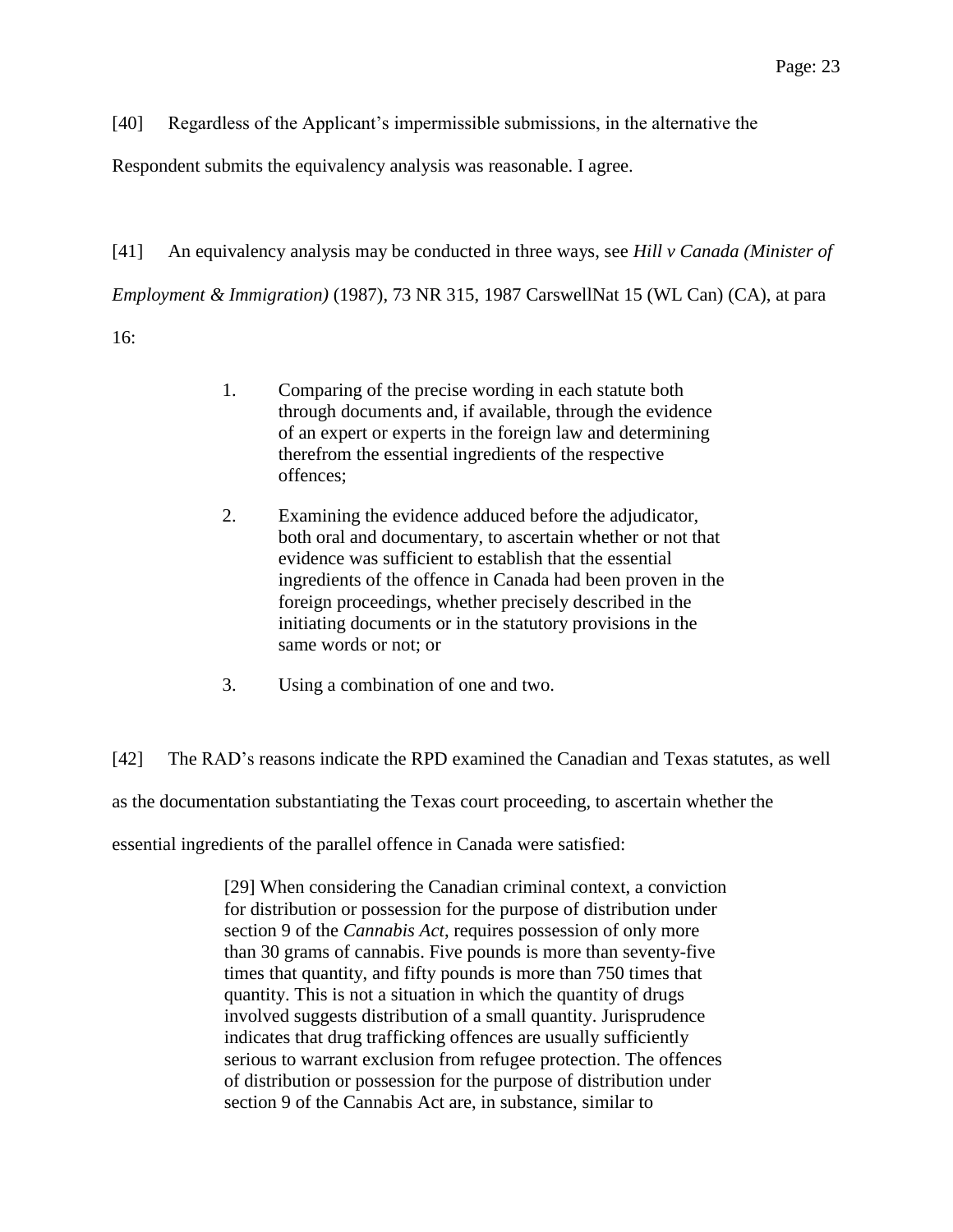[40] Regardless of the Applicant's impermissible submissions, in the alternative the Respondent submits the equivalency analysis was reasonable. I agree.

[41] An equivalency analysis may be conducted in three ways, see *Hill v Canada (Minister of Employment & Immigration)* (1987), 73 NR 315, 1987 CarswellNat 15 (WL Can) (CA), at para 16:

> 1. Comparing of the precise wording in each statute both through documents and, if available, through the evidence of an expert or experts in the foreign law and determining therefrom the essential ingredients of the respective offences;
>
> 2. Examining the evidence adduced before the adjudicator, both oral and documentary, to ascertain whether or not that evidence was sufficient to establish that the essential ingredients of the offence in Canada had been proven in the foreign proceedings, whether precisely described in the initiating documents or in the statutory provisions in the same words or not; or
>
> 3. Using a combination of one and two.

[42] The RAD's reasons indicate the RPD examined the Canadian and Texas statutes, as well as the documentation substantiating the Texas court proceeding, to ascertain whether the essential ingredients of the parallel offence in Canada were satisfied:

> [29] When considering the Canadian criminal context, a conviction for distribution or possession for the purpose of distribution under section 9 of the *Cannabis Act*, requires possession of only more than 30 grams of cannabis. Five pounds is more than seventy-five times that quantity, and fifty pounds is more than 750 times that quantity. This is not a situation in which the quantity of drugs involved suggests distribution of a small quantity. Jurisprudence indicates that drug trafficking offences are usually sufficiently serious to warrant exclusion from refugee protection. The offences of distribution or possession for the purpose of distribution under section 9 of the Cannabis Act are, in substance, similar to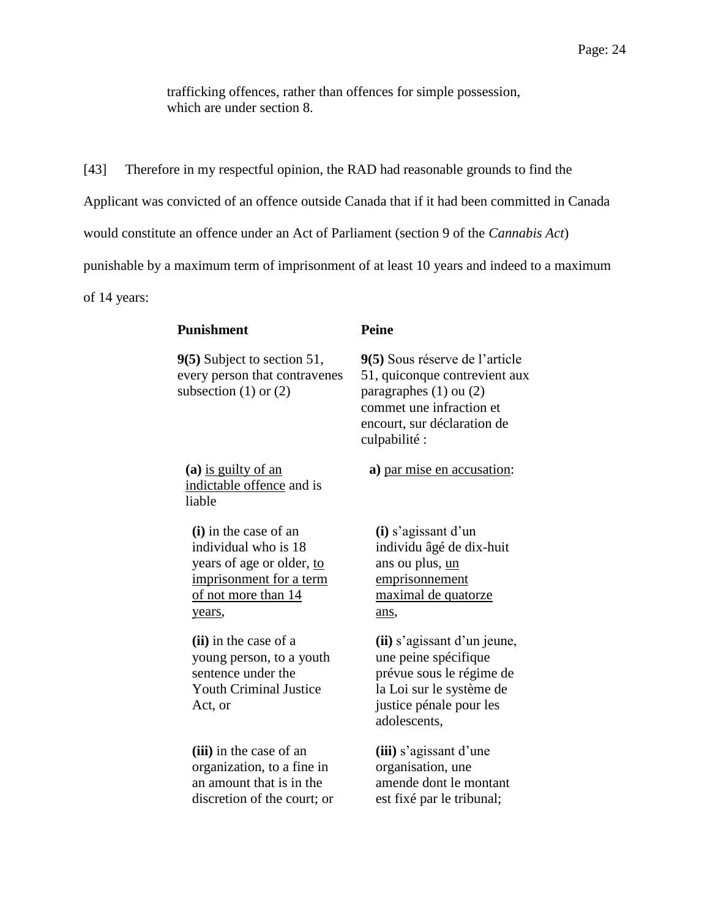trafficking offences, rather than offences for simple possession, which are under section 8.

[43] Therefore in my respectful opinion, the RAD had reasonable grounds to find the Applicant was convicted of an offence outside Canada that if it had been committed in Canada would constitute an offence under an Act of Parliament (section 9 of the *Cannabis Act*) punishable by a maximum term of imprisonment of at least 10 years and indeed to a maximum of 14 years:

| **Punishment** | **Peine** |
|---|---|
| **9(5)** Subject to section 51, every person that contravenes subsection (1) or (2) | **9(5)** Sous réserve de l'article 51, quiconque contrevient aux paragraphes (1) ou (2) commet une infraction et encourt, sur déclaration de culpabilité : |
| **(a)** <u>is guilty of an indictable offence</u> and is liable | **a)** <u>par mise en accusation</u>: |
| **(i)** in the case of an individual who is 18 years of age or older, <u>to imprisonment for a term of not more than 14 years</u>, | **(i)** s'agissant d'un individu âgé de dix-huit ans ou plus, <u>un emprisonnement maximal de quatorze ans</u>, |
| **(ii)** in the case of a young person, to a youth sentence under the Youth Criminal Justice Act, or | **(ii)** s'agissant d'un jeune, une peine spécifique prévue sous le régime de la Loi sur le système de justice pénale pour les adolescents, |
| **(iii)** in the case of an organization, to a fine in an amount that is in the discretion of the court; or | **(iii)** s'agissant d'une organisation, une amende dont le montant est fixé par le tribunal; |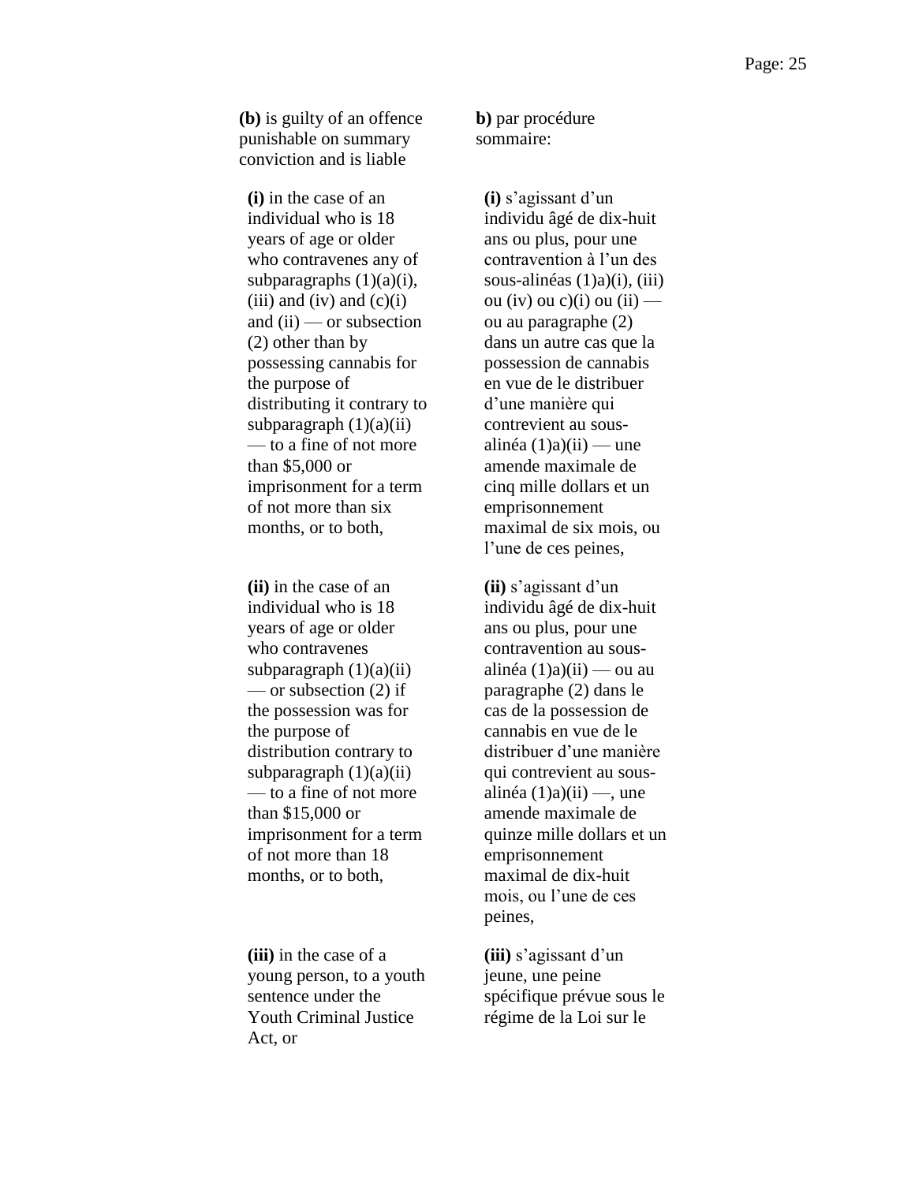**(b)** is guilty of an offence punishable on summary conviction and is liable

**(i)** in the case of an individual who is 18 years of age or older who contravenes any of subparagraphs (1)(a)(i), (iii) and (iv) and (c)(i) and (ii) — or subsection (2) other than by possessing cannabis for the purpose of distributing it contrary to subparagraph (1)(a)(ii) — to a fine of not more than $5,000 or imprisonment for a term of not more than six months, or to both,

**(ii)** in the case of an individual who is 18 years of age or older who contravenes subparagraph (1)(a)(ii) — or subsection (2) if the possession was for the purpose of distribution contrary to subparagraph (1)(a)(ii) — to a fine of not more than $15,000 or imprisonment for a term of not more than 18 months, or to both,

**(iii)** in the case of a young person, to a youth sentence under the Youth Criminal Justice Act, or

**b)** par procédure sommaire:

**(i)** s'agissant d'un individu âgé de dix-huit ans ou plus, pour une contravention à l'un des sous-alinéas (1)a)(i), (iii) ou (iv) ou c)(i) ou (ii) — ou au paragraphe (2) dans un autre cas que la possession de cannabis en vue de le distribuer d'une manière qui contrevient au sous-alinéa (1)a)(ii) — une amende maximale de cinq mille dollars et un emprisonnement maximal de six mois, ou l'une de ces peines,

**(ii)** s'agissant d'un individu âgé de dix-huit ans ou plus, pour une contravention au sous-alinéa (1)a)(ii) — ou au paragraphe (2) dans le cas de la possession de cannabis en vue de le distribuer d'une manière qui contrevient au sous-alinéa (1)a)(ii) —, une amende maximale de quinze mille dollars et un emprisonnement maximal de dix-huit mois, ou l'une de ces peines,

**(iii)** s'agissant d'un jeune, une peine spécifique prévue sous le régime de la Loi sur le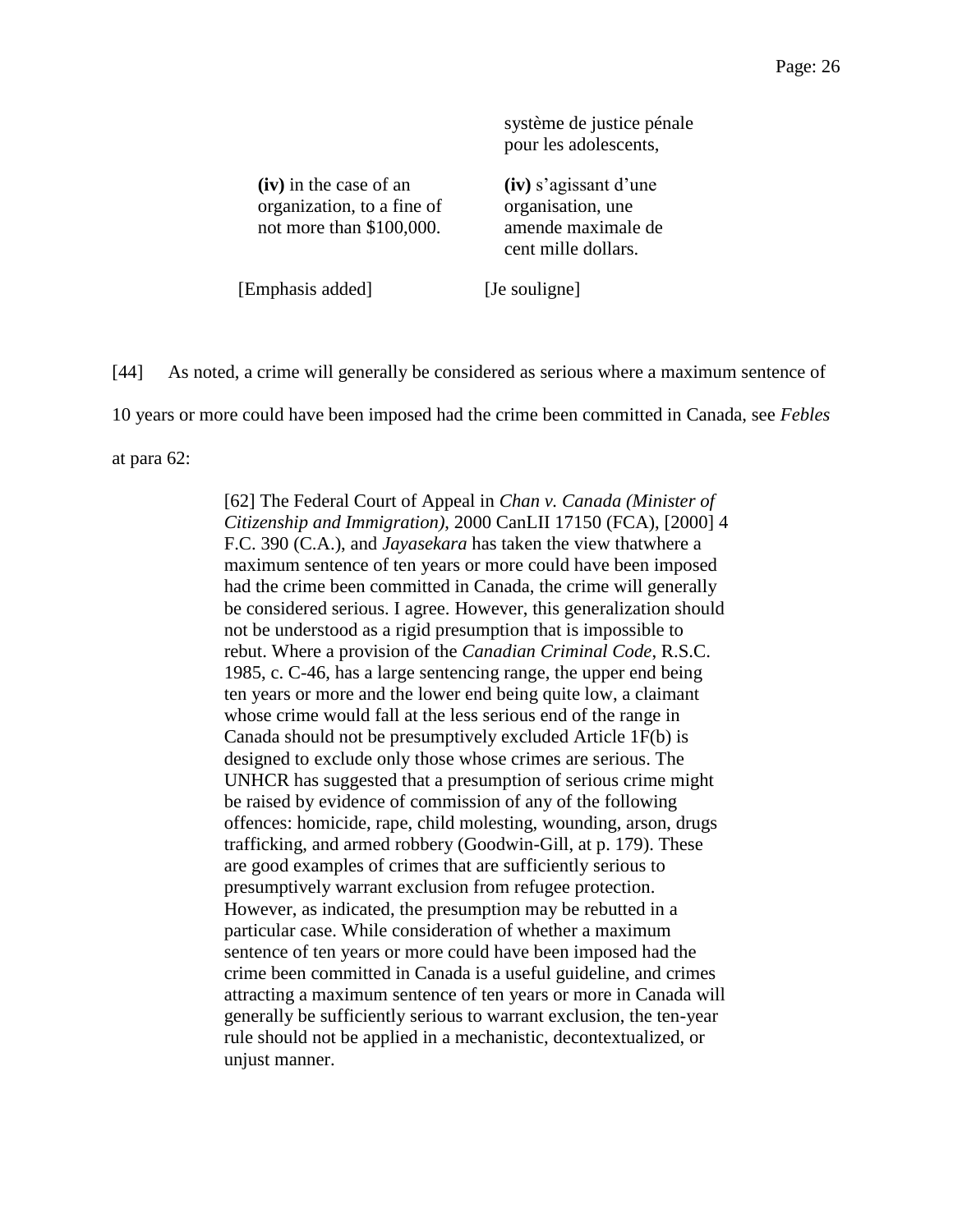| | système de justice pénale pour les adolescents, |
|---|---|
| **(iv)** in the case of an organization, to a fine of not more than $100,000. | **(iv)** s’agissant d’une organisation, une amende maximale de cent mille dollars. |
| [Emphasis added] | [Je souligne] |

[44] As noted, a crime will generally be considered as serious where a maximum sentence of 10 years or more could have been imposed had the crime been committed in Canada, see *Febles* at para 62:

> [62] The Federal Court of Appeal in *Chan v. Canada (Minister of Citizenship and Immigration)*, 2000 CanLII 17150 (FCA), [2000] 4 F.C. 390 (C.A.), and *Jayasekara* has taken the view thatwhere a maximum sentence of ten years or more could have been imposed had the crime been committed in Canada, the crime will generally be considered serious. I agree. However, this generalization should not be understood as a rigid presumption that is impossible to rebut. Where a provision of the *Canadian Criminal Code*, R.S.C. 1985, c. C-46, has a large sentencing range, the upper end being ten years or more and the lower end being quite low, a claimant whose crime would fall at the less serious end of the range in Canada should not be presumptively excluded Article 1F(b) is designed to exclude only those whose crimes are serious. The UNHCR has suggested that a presumption of serious crime might be raised by evidence of commission of any of the following offences: homicide, rape, child molesting, wounding, arson, drugs trafficking, and armed robbery (Goodwin-Gill, at p. 179). These are good examples of crimes that are sufficiently serious to presumptively warrant exclusion from refugee protection. However, as indicated, the presumption may be rebutted in a particular case. While consideration of whether a maximum sentence of ten years or more could have been imposed had the crime been committed in Canada is a useful guideline, and crimes attracting a maximum sentence of ten years or more in Canada will generally be sufficiently serious to warrant exclusion, the ten-year rule should not be applied in a mechanistic, decontextualized, or unjust manner.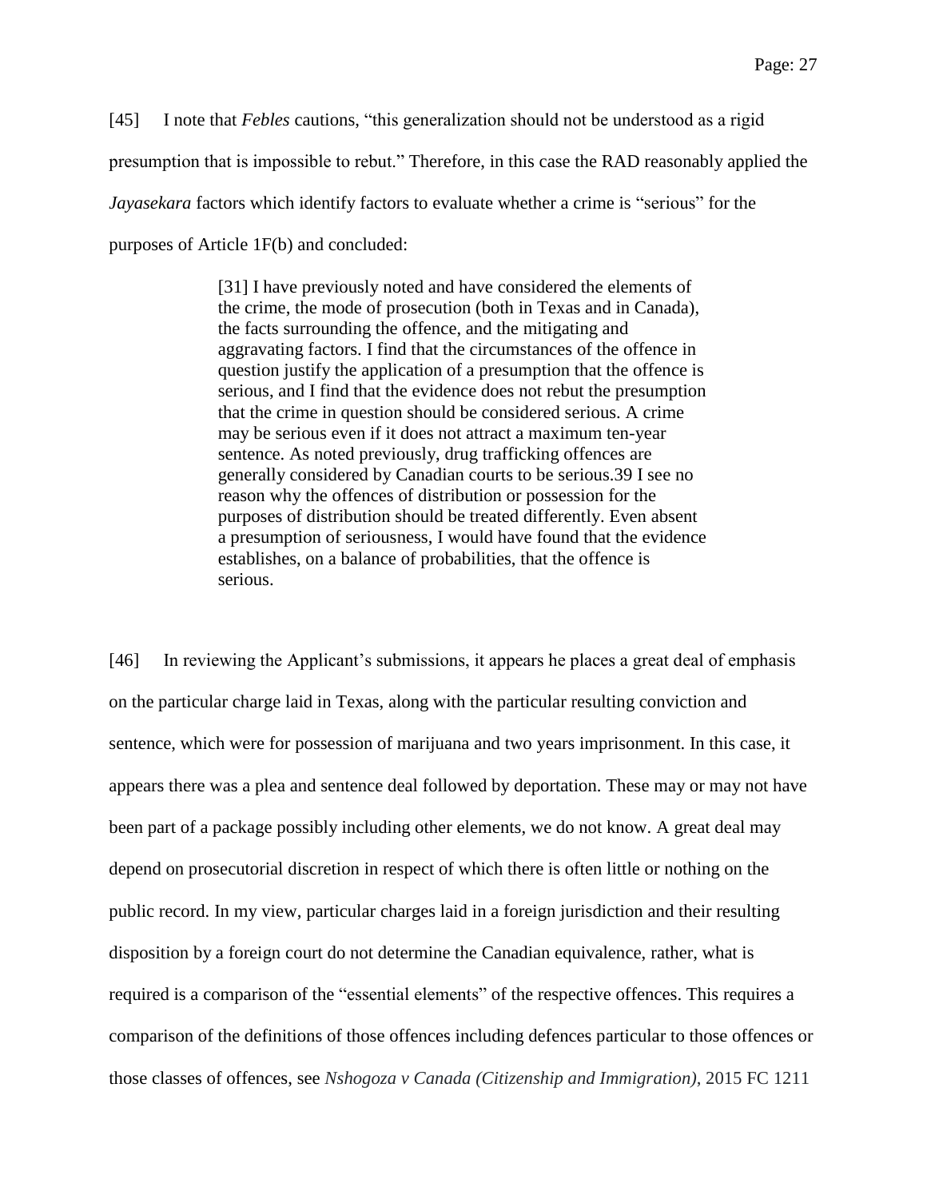[45] I note that *Febles* cautions, “this generalization should not be understood as a rigid presumption that is impossible to rebut.” Therefore, in this case the RAD reasonably applied the *Jayasekara* factors which identify factors to evaluate whether a crime is “serious” for the purposes of Article 1F(b) and concluded:

> [31] I have previously noted and have considered the elements of the crime, the mode of prosecution (both in Texas and in Canada), the facts surrounding the offence, and the mitigating and aggravating factors. I find that the circumstances of the offence in question justify the application of a presumption that the offence is serious, and I find that the evidence does not rebut the presumption that the crime in question should be considered serious. A crime may be serious even if it does not attract a maximum ten-year sentence. As noted previously, drug trafficking offences are generally considered by Canadian courts to be serious.39 I see no reason why the offences of distribution or possession for the purposes of distribution should be treated differently. Even absent a presumption of seriousness, I would have found that the evidence establishes, on a balance of probabilities, that the offence is serious.

[46] In reviewing the Applicant’s submissions, it appears he places a great deal of emphasis on the particular charge laid in Texas, along with the particular resulting conviction and sentence, which were for possession of marijuana and two years imprisonment. In this case, it appears there was a plea and sentence deal followed by deportation. These may or may not have been part of a package possibly including other elements, we do not know. A great deal may depend on prosecutorial discretion in respect of which there is often little or nothing on the public record. In my view, particular charges laid in a foreign jurisdiction and their resulting disposition by a foreign court do not determine the Canadian equivalence, rather, what is required is a comparison of the “essential elements” of the respective offences. This requires a comparison of the definitions of those offences including defences particular to those offences or those classes of offences, see *Nshogoza v Canada (Citizenship and Immigration)*, 2015 FC 1211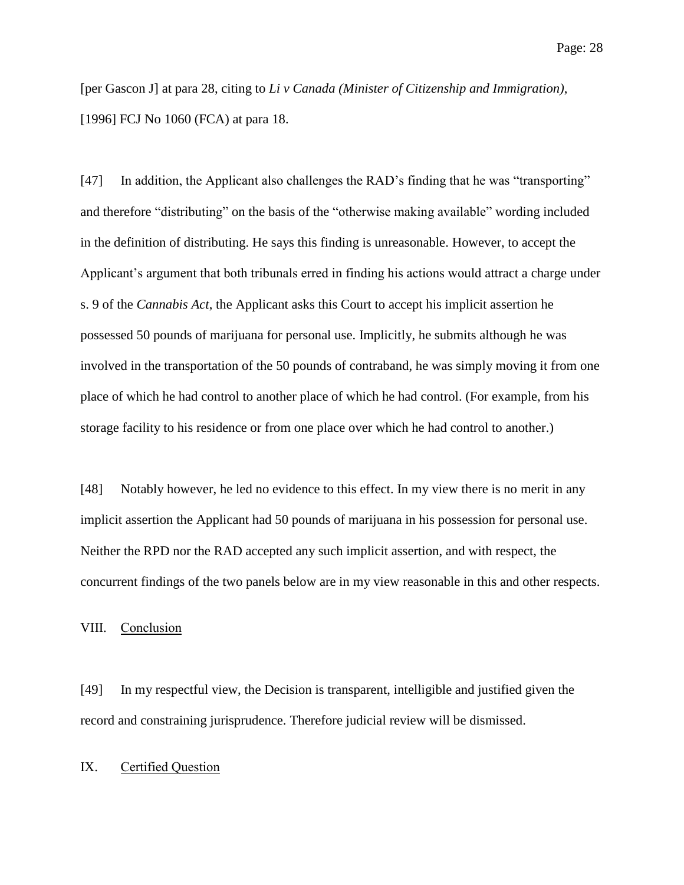[per Gascon J] at para 28, citing to *Li v Canada (Minister of Citizenship and Immigration)*, [1996] FCJ No 1060 (FCA) at para 18.

[47] In addition, the Applicant also challenges the RAD's finding that he was "transporting" and therefore "distributing" on the basis of the "otherwise making available" wording included in the definition of distributing. He says this finding is unreasonable. However, to accept the Applicant's argument that both tribunals erred in finding his actions would attract a charge under s. 9 of the *Cannabis Act*, the Applicant asks this Court to accept his implicit assertion he possessed 50 pounds of marijuana for personal use. Implicitly, he submits although he was involved in the transportation of the 50 pounds of contraband, he was simply moving it from one place of which he had control to another place of which he had control. (For example, from his storage facility to his residence or from one place over which he had control to another.)

[48] Notably however, he led no evidence to this effect. In my view there is no merit in any implicit assertion the Applicant had 50 pounds of marijuana in his possession for personal use. Neither the RPD nor the RAD accepted any such implicit assertion, and with respect, the concurrent findings of the two panels below are in my view reasonable in this and other respects.

## VIII. Conclusion

[49] In my respectful view, the Decision is transparent, intelligible and justified given the record and constraining jurisprudence. Therefore judicial review will be dismissed.

## IX. Certified Question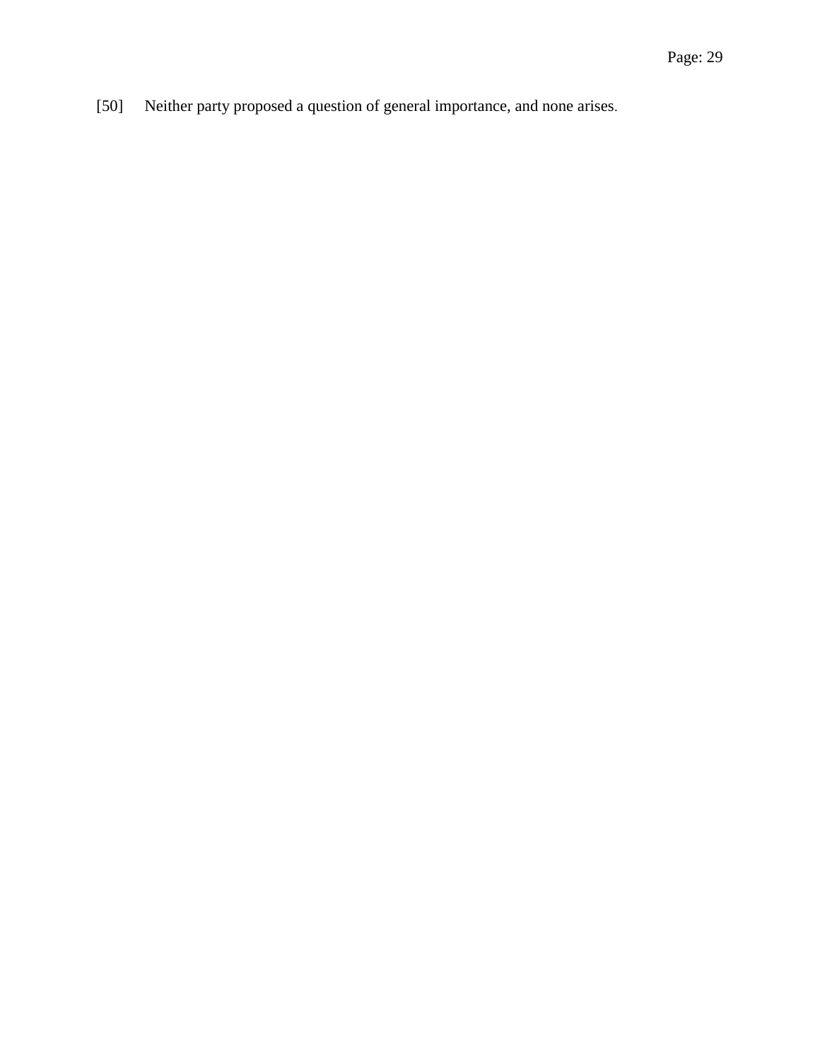[50] Neither party proposed a question of general importance, and none arises.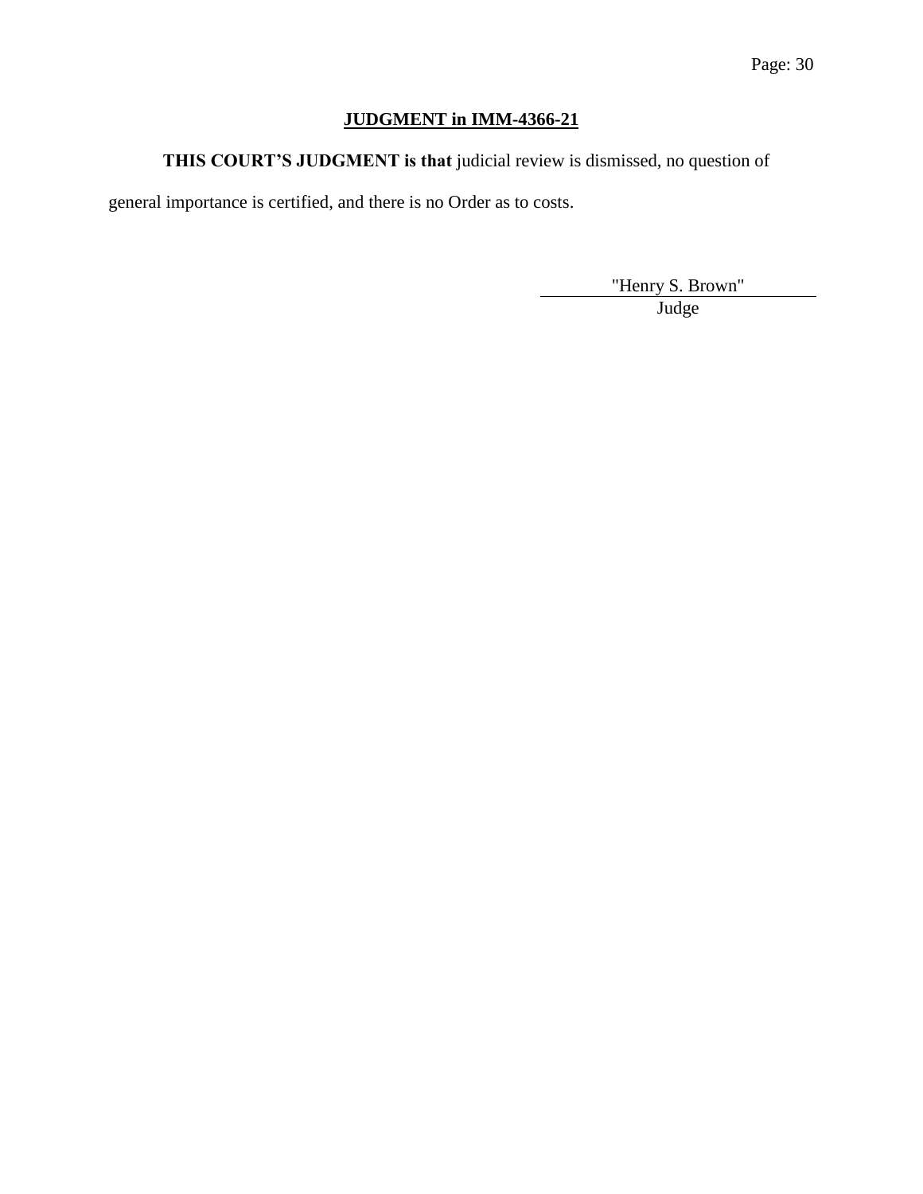## JUDGMENT in IMM-4366-21

**THIS COURT'S JUDGMENT is that** judicial review is dismissed, no question of general importance is certified, and there is no Order as to costs.

"Henry S. Brown"

Judge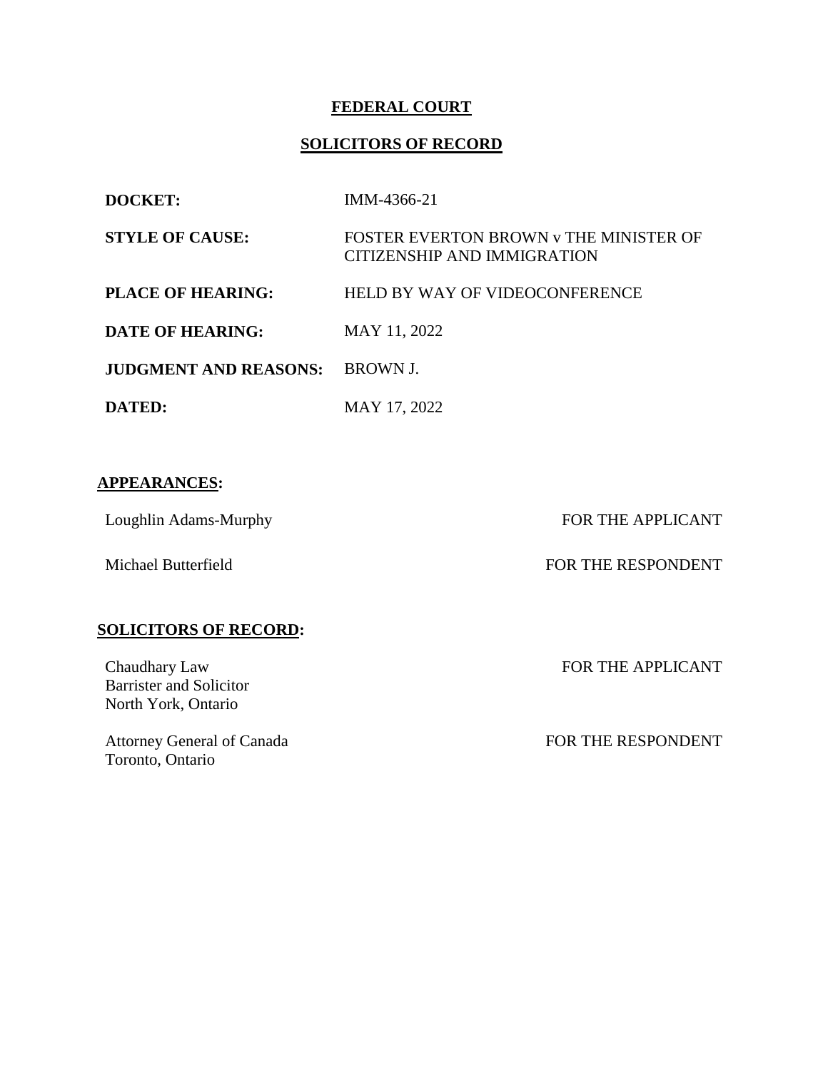**FEDERAL COURT**

**SOLICITORS OF RECORD**

| | |
|---|---|
| **DOCKET:** | IMM-4366-21 |
| **STYLE OF CAUSE:** | FOSTER EVERTON BROWN v THE MINISTER OF CITIZENSHIP AND IMMIGRATION |
| **PLACE OF HEARING:** | HELD BY WAY OF VIDEOCONFERENCE |
| **DATE OF HEARING:** | MAY 11, 2022 |
| **JUDGMENT AND REASONS:** | BROWN J. |
| **DATED:** | MAY 17, 2022 |

**APPEARANCES:**

| | |
|---|---|
| Loughlin Adams-Murphy | FOR THE APPLICANT |
| Michael Butterfield | FOR THE RESPONDENT |

**SOLICITORS OF RECORD:**

| | |
|---|---|
| Chaudhary Law<br>Barrister and Solicitor<br>North York, Ontario | FOR THE APPLICANT |
| Attorney General of Canada<br>Toronto, Ontario | FOR THE RESPONDENT |